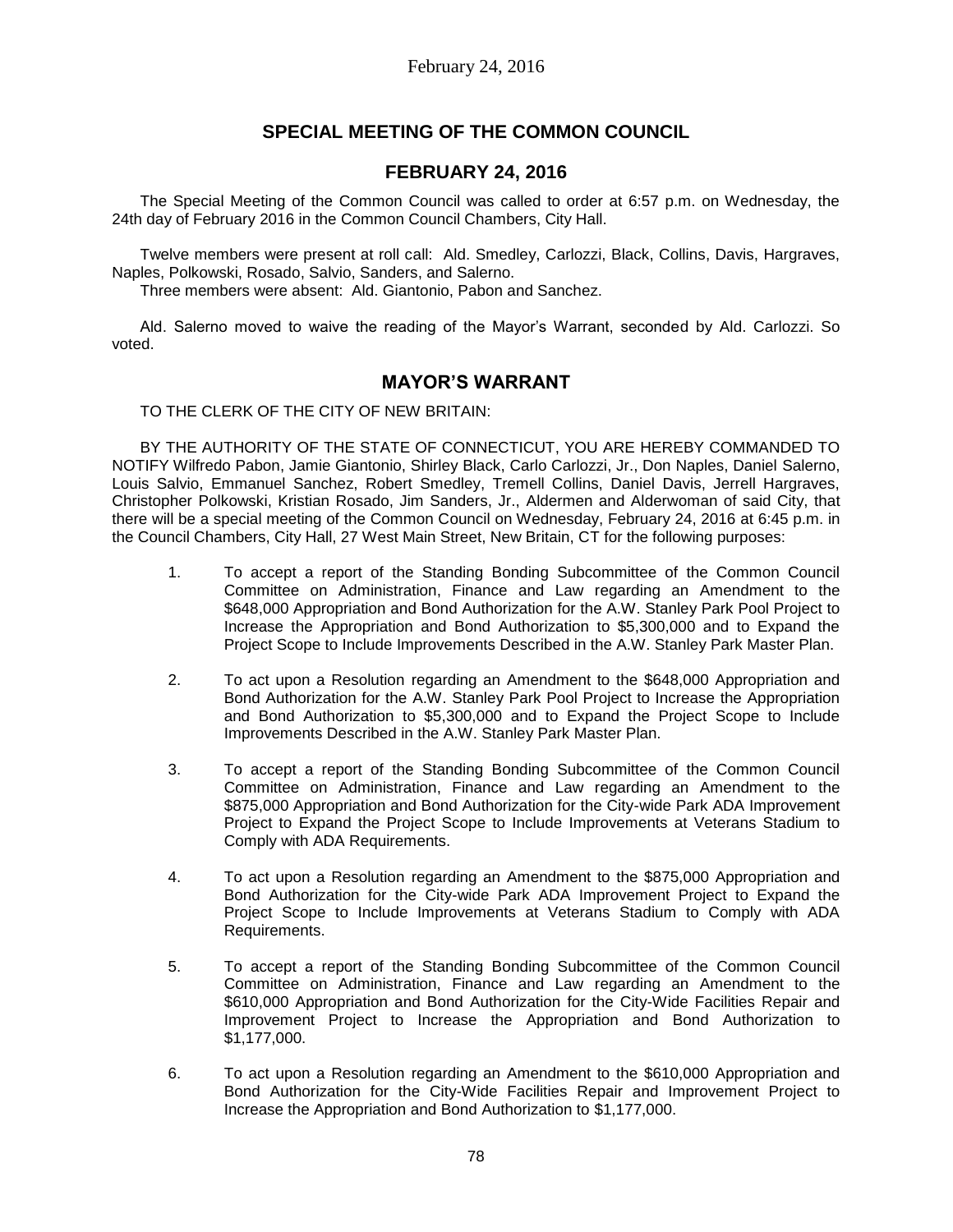## SPECIAL MEETING OF THE COMMON COUNCIL

## FEBRUARY 24, 2016

The Special Meeting of the Common Council was called to order at 6:57 p.m. on Wednesday, the 24th day of February 2016 in the Common Council Chambers, City Hall.

Twelve members were present at roll call: Ald. Smedley, Carlozzi, Black, Collins, Davis, Hargraves, Naples, Polkowski, Rosado, Salvio, Sanders, and Salerno.

Three members were absent: Ald. Giantonio, Pabon and Sanchez.

Ald. Salerno moved to waive the reading of the Mayor's Warrant, seconded by Ald. Carlozzi. So voted.

## MAYOR'S WARRANT

TO THE CLERK OF THE CITY OF NEW BRITAIN:

BY THE AUTHORITY OF THE STATE OF CONNECTICUT, YOU ARE HEREBY COMMANDED TO NOTIFY Wilfredo Pabon, Jamie Giantonio, Shirley Black, Carlo Carlozzi, Jr., Don Naples, Daniel Salerno, Louis Salvio, Emmanuel Sanchez, Robert Smedley, Tremell Collins, Daniel Davis, Jerrell Hargraves, Christopher Polkowski, Kristian Rosado, Jim Sanders, Jr., Aldermen and Alderwoman of said City, that there will be a special meeting of the Common Council on Wednesday, February 24, 2016 at 6:45 p.m. in the Council Chambers, City Hall, 27 West Main Street, New Britain, CT for the following purposes:

1. To accept a report of the Standing Bonding Subcommittee of the Common Council Committee on Administration, Finance and Law regarding an Amendment to the $648,000 Appropriation and Bond Authorization for the A.W. Stanley Park Pool Project to Increase the Appropriation and Bond Authorization to $5,300,000 and to Expand the Project Scope to Include Improvements Described in the A.W. Stanley Park Master Plan.

2. To act upon a Resolution regarding an Amendment to the $648,000 Appropriation and Bond Authorization for the A.W. Stanley Park Pool Project to Increase the Appropriation and Bond Authorization to $5,300,000 and to Expand the Project Scope to Include Improvements Described in the A.W. Stanley Park Master Plan.

3. To accept a report of the Standing Bonding Subcommittee of the Common Council Committee on Administration, Finance and Law regarding an Amendment to the $875,000 Appropriation and Bond Authorization for the City-wide Park ADA Improvement Project to Expand the Project Scope to Include Improvements at Veterans Stadium to Comply with ADA Requirements.

4. To act upon a Resolution regarding an Amendment to the $875,000 Appropriation and Bond Authorization for the City-wide Park ADA Improvement Project to Expand the Project Scope to Include Improvements at Veterans Stadium to Comply with ADA Requirements.

5. To accept a report of the Standing Bonding Subcommittee of the Common Council Committee on Administration, Finance and Law regarding an Amendment to the $610,000 Appropriation and Bond Authorization for the City-Wide Facilities Repair and Improvement Project to Increase the Appropriation and Bond Authorization to $1,177,000.

6. To act upon a Resolution regarding an Amendment to the $610,000 Appropriation and Bond Authorization for the City-Wide Facilities Repair and Improvement Project to Increase the Appropriation and Bond Authorization to $1,177,000.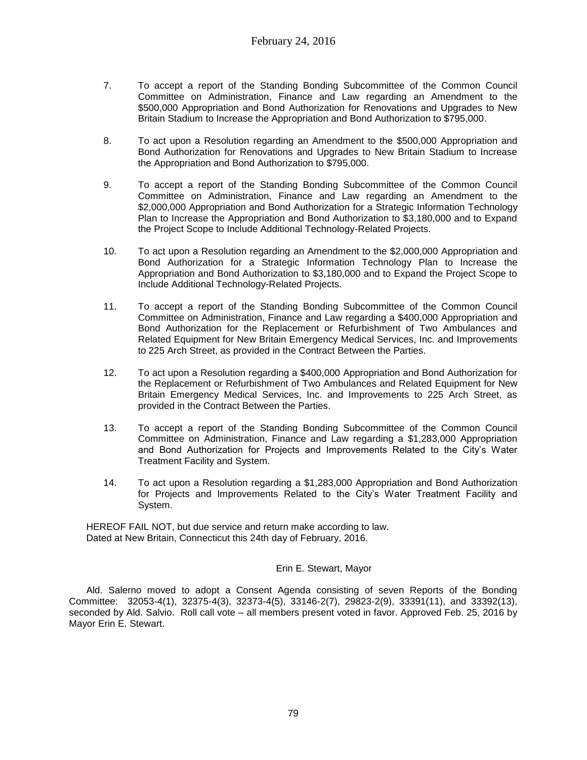7. To accept a report of the Standing Bonding Subcommittee of the Common Council Committee on Administration, Finance and Law regarding an Amendment to the $500,000 Appropriation and Bond Authorization for Renovations and Upgrades to New Britain Stadium to Increase the Appropriation and Bond Authorization to $795,000.

8. To act upon a Resolution regarding an Amendment to the $500,000 Appropriation and Bond Authorization for Renovations and Upgrades to New Britain Stadium to Increase the Appropriation and Bond Authorization to $795,000.

9. To accept a report of the Standing Bonding Subcommittee of the Common Council Committee on Administration, Finance and Law regarding an Amendment to the $2,000,000 Appropriation and Bond Authorization for a Strategic Information Technology Plan to Increase the Appropriation and Bond Authorization to $3,180,000 and to Expand the Project Scope to Include Additional Technology-Related Projects.

10. To act upon a Resolution regarding an Amendment to the $2,000,000 Appropriation and Bond Authorization for a Strategic Information Technology Plan to Increase the Appropriation and Bond Authorization to $3,180,000 and to Expand the Project Scope to Include Additional Technology-Related Projects.

11. To accept a report of the Standing Bonding Subcommittee of the Common Council Committee on Administration, Finance and Law regarding a $400,000 Appropriation and Bond Authorization for the Replacement or Refurbishment of Two Ambulances and Related Equipment for New Britain Emergency Medical Services, Inc. and Improvements to 225 Arch Street, as provided in the Contract Between the Parties.

12. To act upon a Resolution regarding a $400,000 Appropriation and Bond Authorization for the Replacement or Refurbishment of Two Ambulances and Related Equipment for New Britain Emergency Medical Services, Inc. and Improvements to 225 Arch Street, as provided in the Contract Between the Parties.

13. To accept a report of the Standing Bonding Subcommittee of the Common Council Committee on Administration, Finance and Law regarding a $1,283,000 Appropriation and Bond Authorization for Projects and Improvements Related to the City's Water Treatment Facility and System.

14. To act upon a Resolution regarding a $1,283,000 Appropriation and Bond Authorization for Projects and Improvements Related to the City's Water Treatment Facility and System.

HEREOF FAIL NOT, but due service and return make according to law.
Dated at New Britain, Connecticut this 24th day of February, 2016.

Erin E. Stewart, Mayor

Ald. Salerno moved to adopt a Consent Agenda consisting of seven Reports of the Bonding Committee: 32053-4(1), 32375-4(3), 32373-4(5), 33146-2(7), 29823-2(9), 33391(11), and 33392(13), seconded by Ald. Salvio. Roll call vote – all members present voted in favor. Approved Feb. 25, 2016 by Mayor Erin E. Stewart.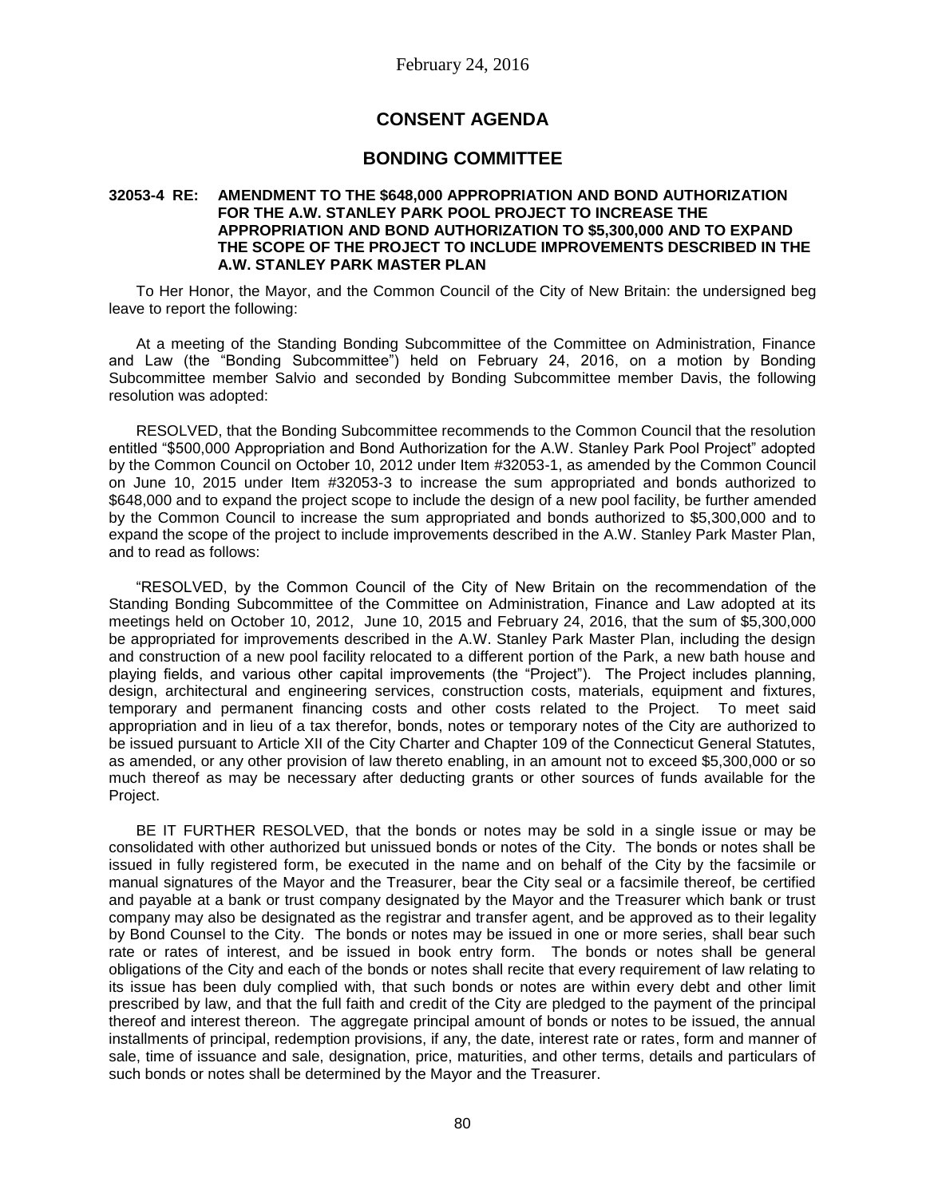February 24, 2016

# CONSENT AGENDA

## BONDING COMMITTEE

**32053-4 RE: AMENDMENT TO THE $648,000 APPROPRIATION AND BOND AUTHORIZATION FOR THE A.W. STANLEY PARK POOL PROJECT TO INCREASE THE APPROPRIATION AND BOND AUTHORIZATION TO $5,300,000 AND TO EXPAND THE SCOPE OF THE PROJECT TO INCLUDE IMPROVEMENTS DESCRIBED IN THE A.W. STANLEY PARK MASTER PLAN**

To Her Honor, the Mayor, and the Common Council of the City of New Britain: the undersigned beg leave to report the following:

At a meeting of the Standing Bonding Subcommittee of the Committee on Administration, Finance and Law (the "Bonding Subcommittee") held on February 24, 2016, on a motion by Bonding Subcommittee member Salvio and seconded by Bonding Subcommittee member Davis, the following resolution was adopted:

RESOLVED, that the Bonding Subcommittee recommends to the Common Council that the resolution entitled "$500,000 Appropriation and Bond Authorization for the A.W. Stanley Park Pool Project" adopted by the Common Council on October 10, 2012 under Item #32053-1, as amended by the Common Council on June 10, 2015 under Item #32053-3 to increase the sum appropriated and bonds authorized to $648,000 and to expand the project scope to include the design of a new pool facility, be further amended by the Common Council to increase the sum appropriated and bonds authorized to $5,300,000 and to expand the scope of the project to include improvements described in the A.W. Stanley Park Master Plan, and to read as follows:

"RESOLVED, by the Common Council of the City of New Britain on the recommendation of the Standing Bonding Subcommittee of the Committee on Administration, Finance and Law adopted at its meetings held on October 10, 2012, June 10, 2015 and February 24, 2016, that the sum of $5,300,000 be appropriated for improvements described in the A.W. Stanley Park Master Plan, including the design and construction of a new pool facility relocated to a different portion of the Park, a new bath house and playing fields, and various other capital improvements (the "Project"). The Project includes planning, design, architectural and engineering services, construction costs, materials, equipment and fixtures, temporary and permanent financing costs and other costs related to the Project. To meet said appropriation and in lieu of a tax therefor, bonds, notes or temporary notes of the City are authorized to be issued pursuant to Article XII of the City Charter and Chapter 109 of the Connecticut General Statutes, as amended, or any other provision of law thereto enabling, in an amount not to exceed $5,300,000 or so much thereof as may be necessary after deducting grants or other sources of funds available for the Project.

BE IT FURTHER RESOLVED, that the bonds or notes may be sold in a single issue or may be consolidated with other authorized but unissued bonds or notes of the City. The bonds or notes shall be issued in fully registered form, be executed in the name and on behalf of the City by the facsimile or manual signatures of the Mayor and the Treasurer, bear the City seal or a facsimile thereof, be certified and payable at a bank or trust company designated by the Mayor and the Treasurer which bank or trust company may also be designated as the registrar and transfer agent, and be approved as to their legality by Bond Counsel to the City. The bonds or notes may be issued in one or more series, shall bear such rate or rates of interest, and be issued in book entry form. The bonds or notes shall be general obligations of the City and each of the bonds or notes shall recite that every requirement of law relating to its issue has been duly complied with, that such bonds or notes are within every debt and other limit prescribed by law, and that the full faith and credit of the City are pledged to the payment of the principal thereof and interest thereon. The aggregate principal amount of bonds or notes to be issued, the annual installments of principal, redemption provisions, if any, the date, interest rate or rates, form and manner of sale, time of issuance and sale, designation, price, maturities, and other terms, details and particulars of such bonds or notes shall be determined by the Mayor and the Treasurer.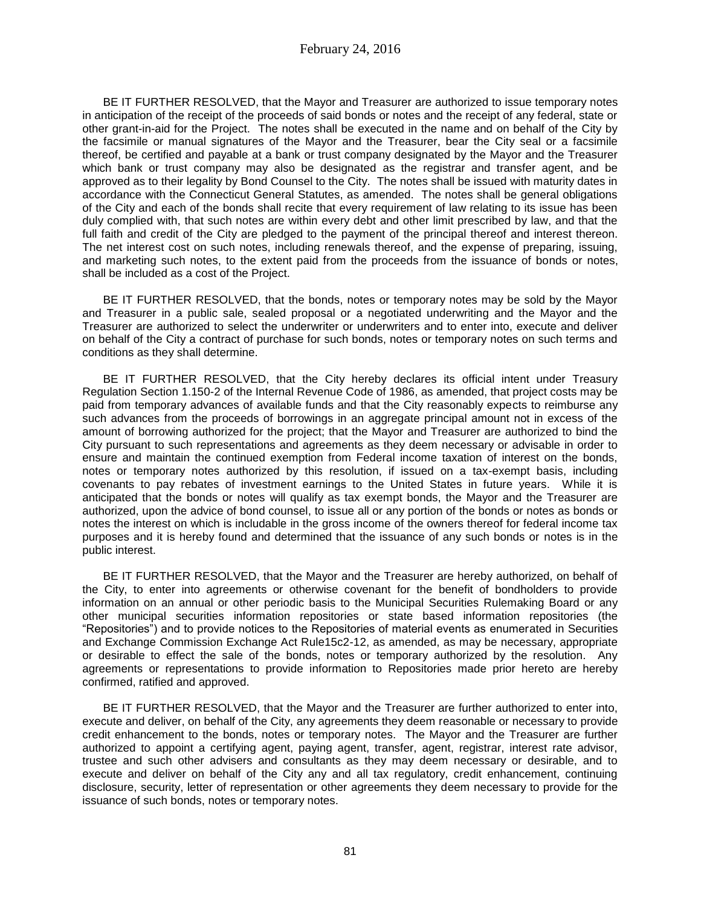BE IT FURTHER RESOLVED, that the Mayor and Treasurer are authorized to issue temporary notes in anticipation of the receipt of the proceeds of said bonds or notes and the receipt of any federal, state or other grant-in-aid for the Project. The notes shall be executed in the name and on behalf of the City by the facsimile or manual signatures of the Mayor and the Treasurer, bear the City seal or a facsimile thereof, be certified and payable at a bank or trust company designated by the Mayor and the Treasurer which bank or trust company may also be designated as the registrar and transfer agent, and be approved as to their legality by Bond Counsel to the City. The notes shall be issued with maturity dates in accordance with the Connecticut General Statutes, as amended. The notes shall be general obligations of the City and each of the bonds shall recite that every requirement of law relating to its issue has been duly complied with, that such notes are within every debt and other limit prescribed by law, and that the full faith and credit of the City are pledged to the payment of the principal thereof and interest thereon. The net interest cost on such notes, including renewals thereof, and the expense of preparing, issuing, and marketing such notes, to the extent paid from the proceeds from the issuance of bonds or notes, shall be included as a cost of the Project.

BE IT FURTHER RESOLVED, that the bonds, notes or temporary notes may be sold by the Mayor and Treasurer in a public sale, sealed proposal or a negotiated underwriting and the Mayor and the Treasurer are authorized to select the underwriter or underwriters and to enter into, execute and deliver on behalf of the City a contract of purchase for such bonds, notes or temporary notes on such terms and conditions as they shall determine.

BE IT FURTHER RESOLVED, that the City hereby declares its official intent under Treasury Regulation Section 1.150-2 of the Internal Revenue Code of 1986, as amended, that project costs may be paid from temporary advances of available funds and that the City reasonably expects to reimburse any such advances from the proceeds of borrowings in an aggregate principal amount not in excess of the amount of borrowing authorized for the project; that the Mayor and Treasurer are authorized to bind the City pursuant to such representations and agreements as they deem necessary or advisable in order to ensure and maintain the continued exemption from Federal income taxation of interest on the bonds, notes or temporary notes authorized by this resolution, if issued on a tax-exempt basis, including covenants to pay rebates of investment earnings to the United States in future years. While it is anticipated that the bonds or notes will qualify as tax exempt bonds, the Mayor and the Treasurer are authorized, upon the advice of bond counsel, to issue all or any portion of the bonds or notes as bonds or notes the interest on which is includable in the gross income of the owners thereof for federal income tax purposes and it is hereby found and determined that the issuance of any such bonds or notes is in the public interest.

BE IT FURTHER RESOLVED, that the Mayor and the Treasurer are hereby authorized, on behalf of the City, to enter into agreements or otherwise covenant for the benefit of bondholders to provide information on an annual or other periodic basis to the Municipal Securities Rulemaking Board or any other municipal securities information repositories or state based information repositories (the "Repositories") and to provide notices to the Repositories of material events as enumerated in Securities and Exchange Commission Exchange Act Rule15c2-12, as amended, as may be necessary, appropriate or desirable to effect the sale of the bonds, notes or temporary authorized by the resolution. Any agreements or representations to provide information to Repositories made prior hereto are hereby confirmed, ratified and approved.

BE IT FURTHER RESOLVED, that the Mayor and the Treasurer are further authorized to enter into, execute and deliver, on behalf of the City, any agreements they deem reasonable or necessary to provide credit enhancement to the bonds, notes or temporary notes. The Mayor and the Treasurer are further authorized to appoint a certifying agent, paying agent, transfer, agent, registrar, interest rate advisor, trustee and such other advisers and consultants as they may deem necessary or desirable, and to execute and deliver on behalf of the City any and all tax regulatory, credit enhancement, continuing disclosure, security, letter of representation or other agreements they deem necessary to provide for the issuance of such bonds, notes or temporary notes.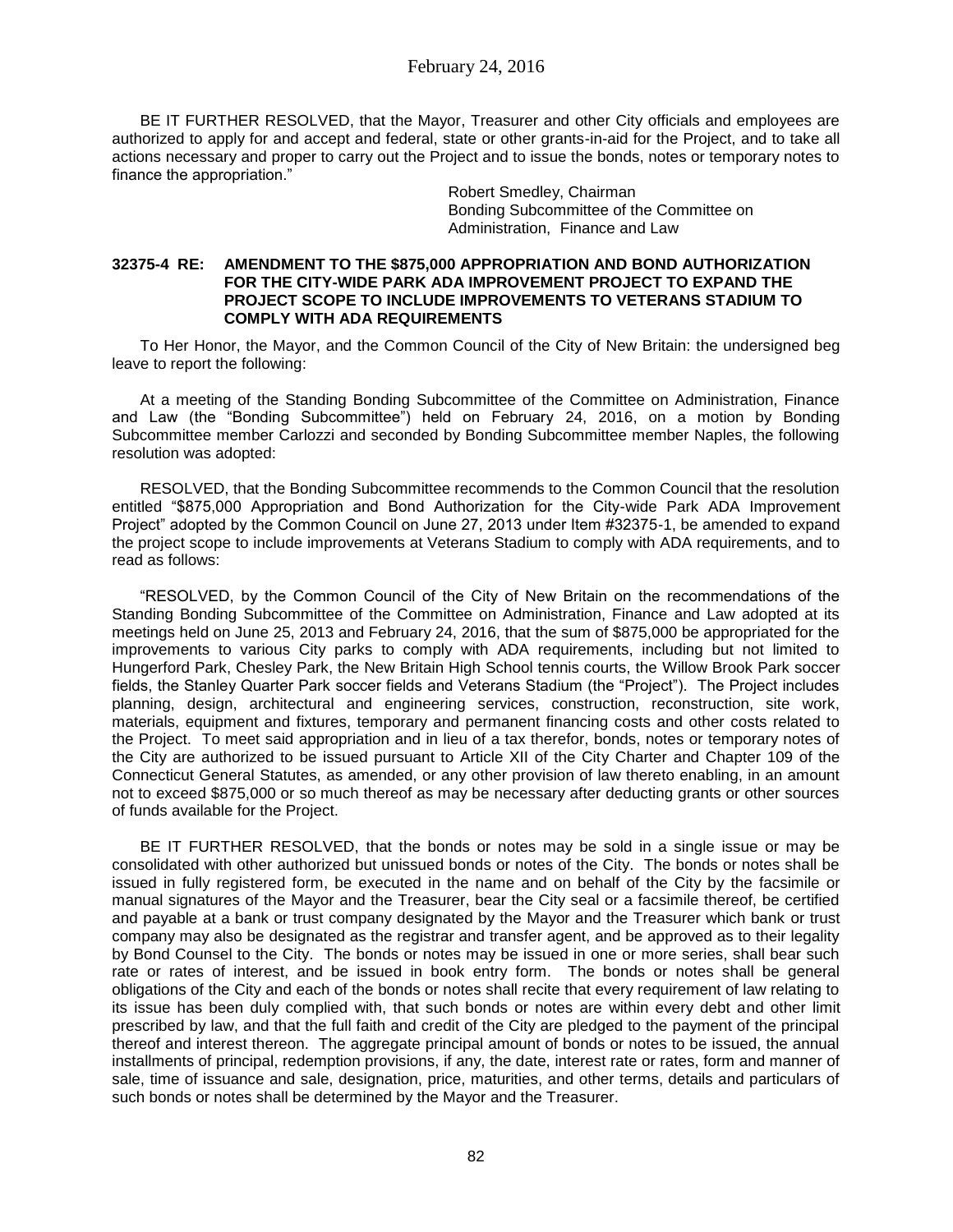BE IT FURTHER RESOLVED, that the Mayor, Treasurer and other City officials and employees are authorized to apply for and accept and federal, state or other grants-in-aid for the Project, and to take all actions necessary and proper to carry out the Project and to issue the bonds, notes or temporary notes to finance the appropriation."

Robert Smedley, Chairman
Bonding Subcommittee of the Committee on Administration, Finance and Law

**32375-4 RE: AMENDMENT TO THE $875,000 APPROPRIATION AND BOND AUTHORIZATION FOR THE CITY-WIDE PARK ADA IMPROVEMENT PROJECT TO EXPAND THE PROJECT SCOPE TO INCLUDE IMPROVEMENTS TO VETERANS STADIUM TO COMPLY WITH ADA REQUIREMENTS**

To Her Honor, the Mayor, and the Common Council of the City of New Britain: the undersigned beg leave to report the following:

At a meeting of the Standing Bonding Subcommittee of the Committee on Administration, Finance and Law (the "Bonding Subcommittee") held on February 24, 2016, on a motion by Bonding Subcommittee member Carlozzi and seconded by Bonding Subcommittee member Naples, the following resolution was adopted:

RESOLVED, that the Bonding Subcommittee recommends to the Common Council that the resolution entitled "$875,000 Appropriation and Bond Authorization for the City-wide Park ADA Improvement Project" adopted by the Common Council on June 27, 2013 under Item #32375-1, be amended to expand the project scope to include improvements at Veterans Stadium to comply with ADA requirements, and to read as follows:

"RESOLVED, by the Common Council of the City of New Britain on the recommendations of the Standing Bonding Subcommittee of the Committee on Administration, Finance and Law adopted at its meetings held on June 25, 2013 and February 24, 2016, that the sum of $875,000 be appropriated for the improvements to various City parks to comply with ADA requirements, including but not limited to Hungerford Park, Chesley Park, the New Britain High School tennis courts, the Willow Brook Park soccer fields, the Stanley Quarter Park soccer fields and Veterans Stadium (the "Project"). The Project includes planning, design, architectural and engineering services, construction, reconstruction, site work, materials, equipment and fixtures, temporary and permanent financing costs and other costs related to the Project. To meet said appropriation and in lieu of a tax therefor, bonds, notes or temporary notes of the City are authorized to be issued pursuant to Article XII of the City Charter and Chapter 109 of the Connecticut General Statutes, as amended, or any other provision of law thereto enabling, in an amount not to exceed $875,000 or so much thereof as may be necessary after deducting grants or other sources of funds available for the Project.

BE IT FURTHER RESOLVED, that the bonds or notes may be sold in a single issue or may be consolidated with other authorized but unissued bonds or notes of the City. The bonds or notes shall be issued in fully registered form, be executed in the name and on behalf of the City by the facsimile or manual signatures of the Mayor and the Treasurer, bear the City seal or a facsimile thereof, be certified and payable at a bank or trust company designated by the Mayor and the Treasurer which bank or trust company may also be designated as the registrar and transfer agent, and be approved as to their legality by Bond Counsel to the City. The bonds or notes may be issued in one or more series, shall bear such rate or rates of interest, and be issued in book entry form. The bonds or notes shall be general obligations of the City and each of the bonds or notes shall recite that every requirement of law relating to its issue has been duly complied with, that such bonds or notes are within every debt and other limit prescribed by law, and that the full faith and credit of the City are pledged to the payment of the principal thereof and interest thereon. The aggregate principal amount of bonds or notes to be issued, the annual installments of principal, redemption provisions, if any, the date, interest rate or rates, form and manner of sale, time of issuance and sale, designation, price, maturities, and other terms, details and particulars of such bonds or notes shall be determined by the Mayor and the Treasurer.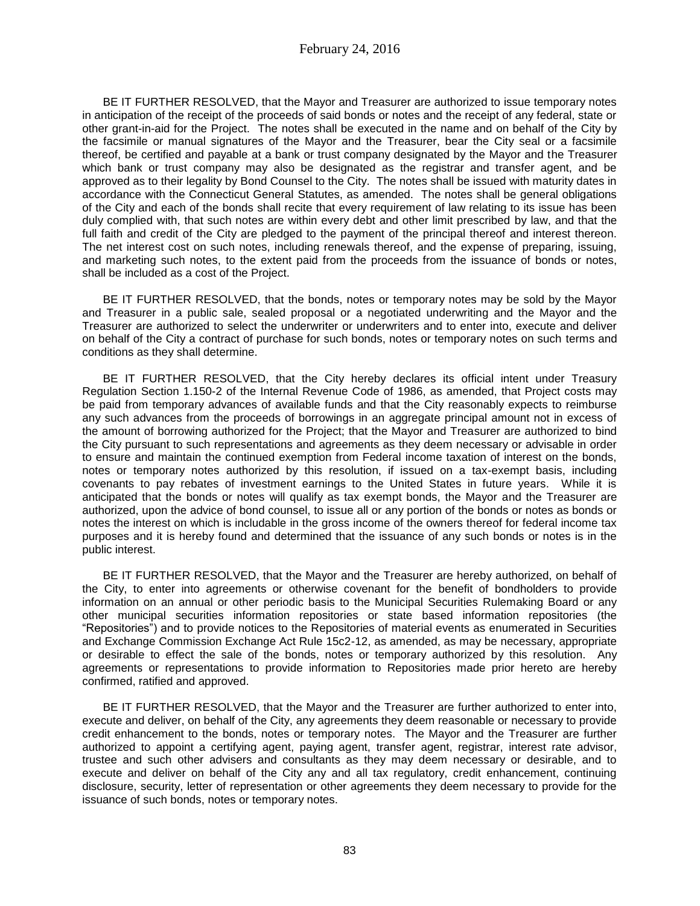BE IT FURTHER RESOLVED, that the Mayor and Treasurer are authorized to issue temporary notes in anticipation of the receipt of the proceeds of said bonds or notes and the receipt of any federal, state or other grant-in-aid for the Project. The notes shall be executed in the name and on behalf of the City by the facsimile or manual signatures of the Mayor and the Treasurer, bear the City seal or a facsimile thereof, be certified and payable at a bank or trust company designated by the Mayor and the Treasurer which bank or trust company may also be designated as the registrar and transfer agent, and be approved as to their legality by Bond Counsel to the City. The notes shall be issued with maturity dates in accordance with the Connecticut General Statutes, as amended. The notes shall be general obligations of the City and each of the bonds shall recite that every requirement of law relating to its issue has been duly complied with, that such notes are within every debt and other limit prescribed by law, and that the full faith and credit of the City are pledged to the payment of the principal thereof and interest thereon. The net interest cost on such notes, including renewals thereof, and the expense of preparing, issuing, and marketing such notes, to the extent paid from the proceeds from the issuance of bonds or notes, shall be included as a cost of the Project.

BE IT FURTHER RESOLVED, that the bonds, notes or temporary notes may be sold by the Mayor and Treasurer in a public sale, sealed proposal or a negotiated underwriting and the Mayor and the Treasurer are authorized to select the underwriter or underwriters and to enter into, execute and deliver on behalf of the City a contract of purchase for such bonds, notes or temporary notes on such terms and conditions as they shall determine.

BE IT FURTHER RESOLVED, that the City hereby declares its official intent under Treasury Regulation Section 1.150-2 of the Internal Revenue Code of 1986, as amended, that Project costs may be paid from temporary advances of available funds and that the City reasonably expects to reimburse any such advances from the proceeds of borrowings in an aggregate principal amount not in excess of the amount of borrowing authorized for the Project; that the Mayor and Treasurer are authorized to bind the City pursuant to such representations and agreements as they deem necessary or advisable in order to ensure and maintain the continued exemption from Federal income taxation of interest on the bonds, notes or temporary notes authorized by this resolution, if issued on a tax-exempt basis, including covenants to pay rebates of investment earnings to the United States in future years. While it is anticipated that the bonds or notes will qualify as tax exempt bonds, the Mayor and the Treasurer are authorized, upon the advice of bond counsel, to issue all or any portion of the bonds or notes as bonds or notes the interest on which is includable in the gross income of the owners thereof for federal income tax purposes and it is hereby found and determined that the issuance of any such bonds or notes is in the public interest.

BE IT FURTHER RESOLVED, that the Mayor and the Treasurer are hereby authorized, on behalf of the City, to enter into agreements or otherwise covenant for the benefit of bondholders to provide information on an annual or other periodic basis to the Municipal Securities Rulemaking Board or any other municipal securities information repositories or state based information repositories (the "Repositories") and to provide notices to the Repositories of material events as enumerated in Securities and Exchange Commission Exchange Act Rule 15c2-12, as amended, as may be necessary, appropriate or desirable to effect the sale of the bonds, notes or temporary authorized by this resolution. Any agreements or representations to provide information to Repositories made prior hereto are hereby confirmed, ratified and approved.

BE IT FURTHER RESOLVED, that the Mayor and the Treasurer are further authorized to enter into, execute and deliver, on behalf of the City, any agreements they deem reasonable or necessary to provide credit enhancement to the bonds, notes or temporary notes. The Mayor and the Treasurer are further authorized to appoint a certifying agent, paying agent, transfer agent, registrar, interest rate advisor, trustee and such other advisers and consultants as they may deem necessary or desirable, and to execute and deliver on behalf of the City any and all tax regulatory, credit enhancement, continuing disclosure, security, letter of representation or other agreements they deem necessary to provide for the issuance of such bonds, notes or temporary notes.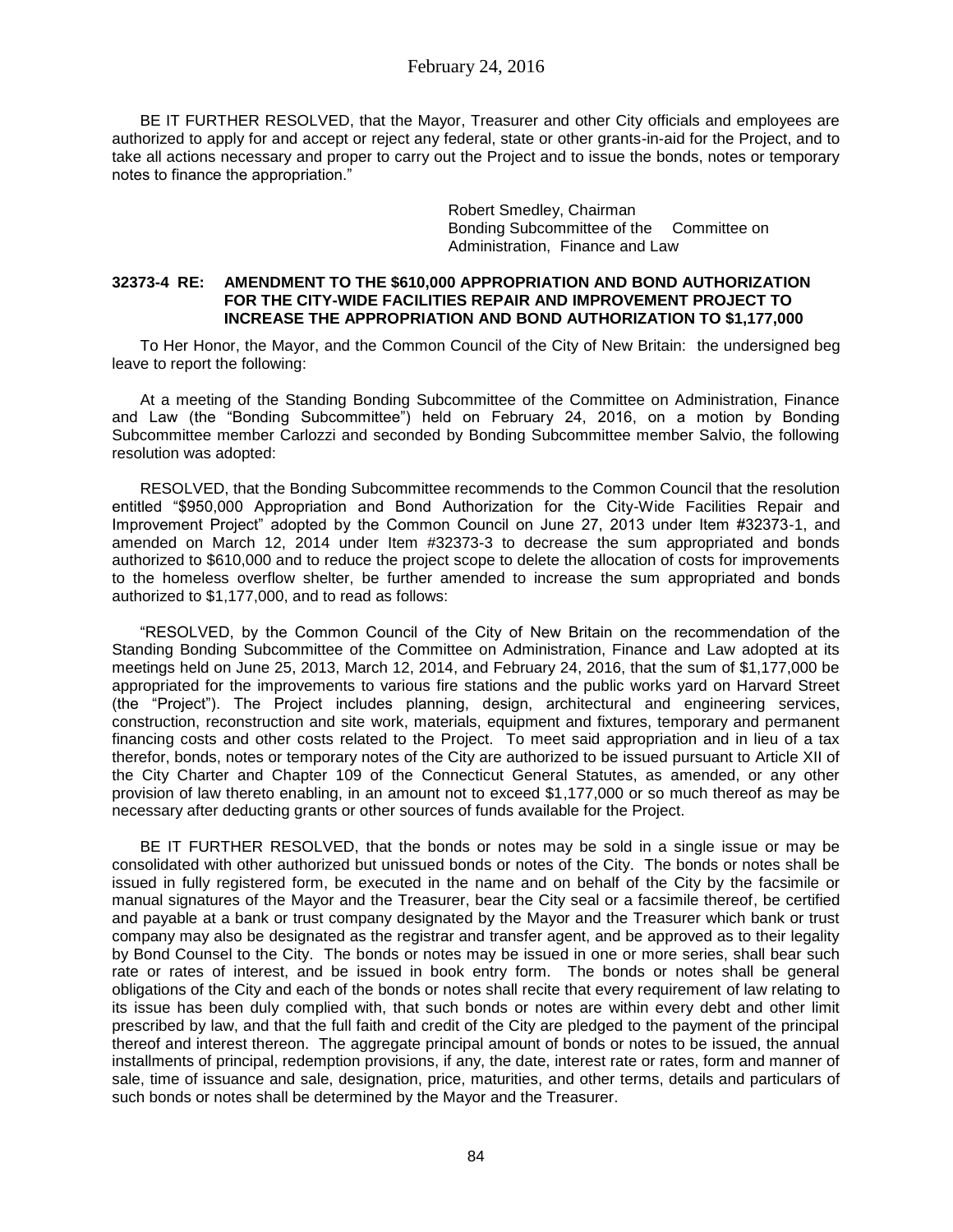BE IT FURTHER RESOLVED, that the Mayor, Treasurer and other City officials and employees are authorized to apply for and accept or reject any federal, state or other grants-in-aid for the Project, and to take all actions necessary and proper to carry out the Project and to issue the bonds, notes or temporary notes to finance the appropriation."

Robert Smedley, Chairman
Bonding Subcommittee of the Committee on Administration, Finance and Law

**32373-4 RE: AMENDMENT TO THE $610,000 APPROPRIATION AND BOND AUTHORIZATION FOR THE CITY-WIDE FACILITIES REPAIR AND IMPROVEMENT PROJECT TO INCREASE THE APPROPRIATION AND BOND AUTHORIZATION TO $1,177,000**

To Her Honor, the Mayor, and the Common Council of the City of New Britain: the undersigned beg leave to report the following:

At a meeting of the Standing Bonding Subcommittee of the Committee on Administration, Finance and Law (the "Bonding Subcommittee") held on February 24, 2016, on a motion by Bonding Subcommittee member Carlozzi and seconded by Bonding Subcommittee member Salvio, the following resolution was adopted:

RESOLVED, that the Bonding Subcommittee recommends to the Common Council that the resolution entitled "$950,000 Appropriation and Bond Authorization for the City-Wide Facilities Repair and Improvement Project" adopted by the Common Council on June 27, 2013 under Item #32373-1, and amended on March 12, 2014 under Item #32373-3 to decrease the sum appropriated and bonds authorized to $610,000 and to reduce the project scope to delete the allocation of costs for improvements to the homeless overflow shelter, be further amended to increase the sum appropriated and bonds authorized to $1,177,000, and to read as follows:

"RESOLVED, by the Common Council of the City of New Britain on the recommendation of the Standing Bonding Subcommittee of the Committee on Administration, Finance and Law adopted at its meetings held on June 25, 2013, March 12, 2014, and February 24, 2016, that the sum of $1,177,000 be appropriated for the improvements to various fire stations and the public works yard on Harvard Street (the "Project"). The Project includes planning, design, architectural and engineering services, construction, reconstruction and site work, materials, equipment and fixtures, temporary and permanent financing costs and other costs related to the Project. To meet said appropriation and in lieu of a tax therefor, bonds, notes or temporary notes of the City are authorized to be issued pursuant to Article XII of the City Charter and Chapter 109 of the Connecticut General Statutes, as amended, or any other provision of law thereto enabling, in an amount not to exceed $1,177,000 or so much thereof as may be necessary after deducting grants or other sources of funds available for the Project.

BE IT FURTHER RESOLVED, that the bonds or notes may be sold in a single issue or may be consolidated with other authorized but unissued bonds or notes of the City. The bonds or notes shall be issued in fully registered form, be executed in the name and on behalf of the City by the facsimile or manual signatures of the Mayor and the Treasurer, bear the City seal or a facsimile thereof, be certified and payable at a bank or trust company designated by the Mayor and the Treasurer which bank or trust company may also be designated as the registrar and transfer agent, and be approved as to their legality by Bond Counsel to the City. The bonds or notes may be issued in one or more series, shall bear such rate or rates of interest, and be issued in book entry form. The bonds or notes shall be general obligations of the City and each of the bonds or notes shall recite that every requirement of law relating to its issue has been duly complied with, that such bonds or notes are within every debt and other limit prescribed by law, and that the full faith and credit of the City are pledged to the payment of the principal thereof and interest thereon. The aggregate principal amount of bonds or notes to be issued, the annual installments of principal, redemption provisions, if any, the date, interest rate or rates, form and manner of sale, time of issuance and sale, designation, price, maturities, and other terms, details and particulars of such bonds or notes shall be determined by the Mayor and the Treasurer.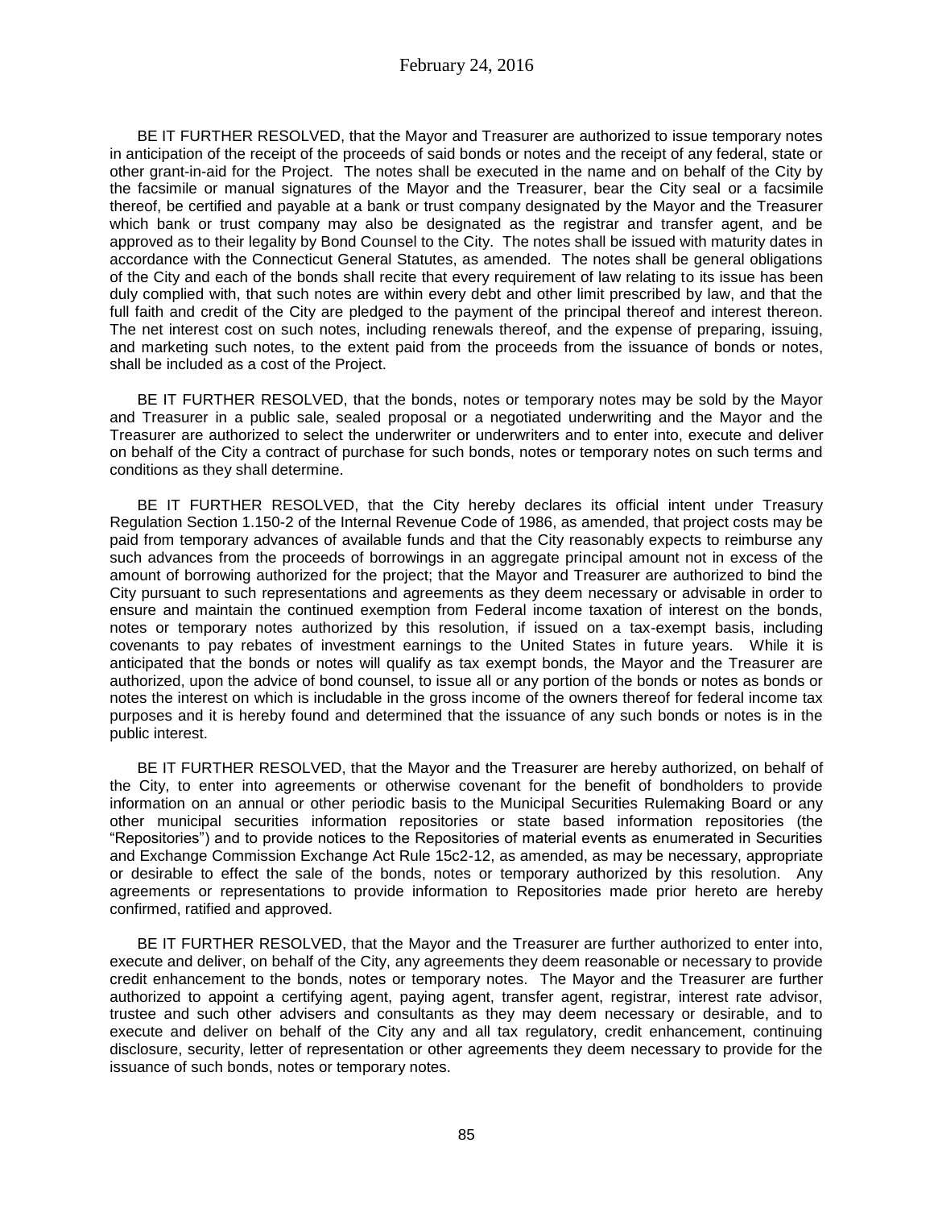BE IT FURTHER RESOLVED, that the Mayor and Treasurer are authorized to issue temporary notes in anticipation of the receipt of the proceeds of said bonds or notes and the receipt of any federal, state or other grant-in-aid for the Project. The notes shall be executed in the name and on behalf of the City by the facsimile or manual signatures of the Mayor and the Treasurer, bear the City seal or a facsimile thereof, be certified and payable at a bank or trust company designated by the Mayor and the Treasurer which bank or trust company may also be designated as the registrar and transfer agent, and be approved as to their legality by Bond Counsel to the City. The notes shall be issued with maturity dates in accordance with the Connecticut General Statutes, as amended. The notes shall be general obligations of the City and each of the bonds shall recite that every requirement of law relating to its issue has been duly complied with, that such notes are within every debt and other limit prescribed by law, and that the full faith and credit of the City are pledged to the payment of the principal thereof and interest thereon. The net interest cost on such notes, including renewals thereof, and the expense of preparing, issuing, and marketing such notes, to the extent paid from the proceeds from the issuance of bonds or notes, shall be included as a cost of the Project.

BE IT FURTHER RESOLVED, that the bonds, notes or temporary notes may be sold by the Mayor and Treasurer in a public sale, sealed proposal or a negotiated underwriting and the Mayor and the Treasurer are authorized to select the underwriter or underwriters and to enter into, execute and deliver on behalf of the City a contract of purchase for such bonds, notes or temporary notes on such terms and conditions as they shall determine.

BE IT FURTHER RESOLVED, that the City hereby declares its official intent under Treasury Regulation Section 1.150-2 of the Internal Revenue Code of 1986, as amended, that project costs may be paid from temporary advances of available funds and that the City reasonably expects to reimburse any such advances from the proceeds of borrowings in an aggregate principal amount not in excess of the amount of borrowing authorized for the project; that the Mayor and Treasurer are authorized to bind the City pursuant to such representations and agreements as they deem necessary or advisable in order to ensure and maintain the continued exemption from Federal income taxation of interest on the bonds, notes or temporary notes authorized by this resolution, if issued on a tax-exempt basis, including covenants to pay rebates of investment earnings to the United States in future years. While it is anticipated that the bonds or notes will qualify as tax exempt bonds, the Mayor and the Treasurer are authorized, upon the advice of bond counsel, to issue all or any portion of the bonds or notes as bonds or notes the interest on which is includable in the gross income of the owners thereof for federal income tax purposes and it is hereby found and determined that the issuance of any such bonds or notes is in the public interest.

BE IT FURTHER RESOLVED, that the Mayor and the Treasurer are hereby authorized, on behalf of the City, to enter into agreements or otherwise covenant for the benefit of bondholders to provide information on an annual or other periodic basis to the Municipal Securities Rulemaking Board or any other municipal securities information repositories or state based information repositories (the "Repositories") and to provide notices to the Repositories of material events as enumerated in Securities and Exchange Commission Exchange Act Rule 15c2-12, as amended, as may be necessary, appropriate or desirable to effect the sale of the bonds, notes or temporary authorized by this resolution. Any agreements or representations to provide information to Repositories made prior hereto are hereby confirmed, ratified and approved.

BE IT FURTHER RESOLVED, that the Mayor and the Treasurer are further authorized to enter into, execute and deliver, on behalf of the City, any agreements they deem reasonable or necessary to provide credit enhancement to the bonds, notes or temporary notes. The Mayor and the Treasurer are further authorized to appoint a certifying agent, paying agent, transfer agent, registrar, interest rate advisor, trustee and such other advisers and consultants as they may deem necessary or desirable, and to execute and deliver on behalf of the City any and all tax regulatory, credit enhancement, continuing disclosure, security, letter of representation or other agreements they deem necessary to provide for the issuance of such bonds, notes or temporary notes.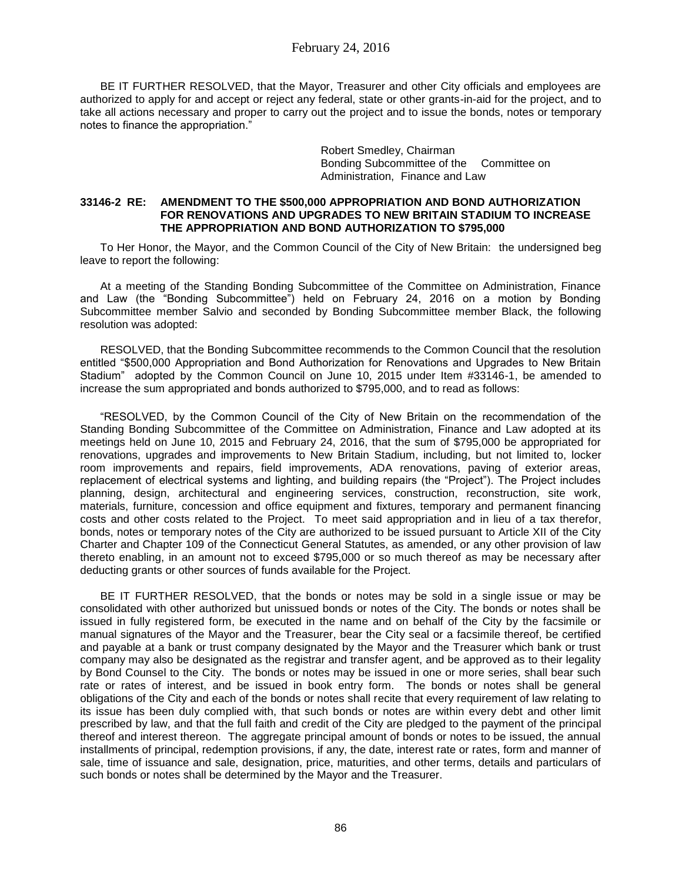BE IT FURTHER RESOLVED, that the Mayor, Treasurer and other City officials and employees are authorized to apply for and accept or reject any federal, state or other grants-in-aid for the project, and to take all actions necessary and proper to carry out the project and to issue the bonds, notes or temporary notes to finance the appropriation."

Robert Smedley, Chairman
Bonding Subcommittee of the Committee on Administration, Finance and Law

**33146-2 RE: AMENDMENT TO THE $500,000 APPROPRIATION AND BOND AUTHORIZATION FOR RENOVATIONS AND UPGRADES TO NEW BRITAIN STADIUM TO INCREASE THE APPROPRIATION AND BOND AUTHORIZATION TO $795,000**

To Her Honor, the Mayor, and the Common Council of the City of New Britain: the undersigned beg leave to report the following:

At a meeting of the Standing Bonding Subcommittee of the Committee on Administration, Finance and Law (the "Bonding Subcommittee") held on February 24, 2016 on a motion by Bonding Subcommittee member Salvio and seconded by Bonding Subcommittee member Black, the following resolution was adopted:

RESOLVED, that the Bonding Subcommittee recommends to the Common Council that the resolution entitled "$500,000 Appropriation and Bond Authorization for Renovations and Upgrades to New Britain Stadium" adopted by the Common Council on June 10, 2015 under Item #33146-1, be amended to increase the sum appropriated and bonds authorized to $795,000, and to read as follows:

"RESOLVED, by the Common Council of the City of New Britain on the recommendation of the Standing Bonding Subcommittee of the Committee on Administration, Finance and Law adopted at its meetings held on June 10, 2015 and February 24, 2016, that the sum of $795,000 be appropriated for renovations, upgrades and improvements to New Britain Stadium, including, but not limited to, locker room improvements and repairs, field improvements, ADA renovations, paving of exterior areas, replacement of electrical systems and lighting, and building repairs (the "Project"). The Project includes planning, design, architectural and engineering services, construction, reconstruction, site work, materials, furniture, concession and office equipment and fixtures, temporary and permanent financing costs and other costs related to the Project. To meet said appropriation and in lieu of a tax therefor, bonds, notes or temporary notes of the City are authorized to be issued pursuant to Article XII of the City Charter and Chapter 109 of the Connecticut General Statutes, as amended, or any other provision of law thereto enabling, in an amount not to exceed $795,000 or so much thereof as may be necessary after deducting grants or other sources of funds available for the Project.

BE IT FURTHER RESOLVED, that the bonds or notes may be sold in a single issue or may be consolidated with other authorized but unissued bonds or notes of the City. The bonds or notes shall be issued in fully registered form, be executed in the name and on behalf of the City by the facsimile or manual signatures of the Mayor and the Treasurer, bear the City seal or a facsimile thereof, be certified and payable at a bank or trust company designated by the Mayor and the Treasurer which bank or trust company may also be designated as the registrar and transfer agent, and be approved as to their legality by Bond Counsel to the City. The bonds or notes may be issued in one or more series, shall bear such rate or rates of interest, and be issued in book entry form. The bonds or notes shall be general obligations of the City and each of the bonds or notes shall recite that every requirement of law relating to its issue has been duly complied with, that such bonds or notes are within every debt and other limit prescribed by law, and that the full faith and credit of the City are pledged to the payment of the principal thereof and interest thereon. The aggregate principal amount of bonds or notes to be issued, the annual installments of principal, redemption provisions, if any, the date, interest rate or rates, form and manner of sale, time of issuance and sale, designation, price, maturities, and other terms, details and particulars of such bonds or notes shall be determined by the Mayor and the Treasurer.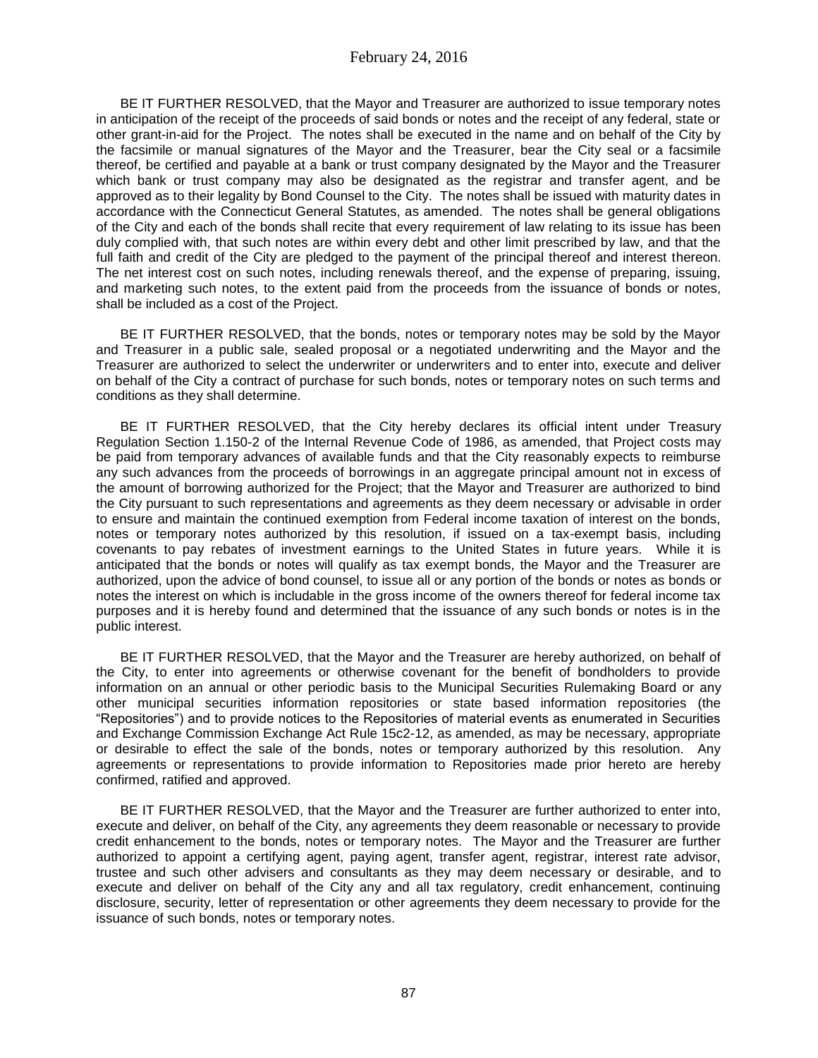BE IT FURTHER RESOLVED, that the Mayor and Treasurer are authorized to issue temporary notes in anticipation of the receipt of the proceeds of said bonds or notes and the receipt of any federal, state or other grant-in-aid for the Project. The notes shall be executed in the name and on behalf of the City by the facsimile or manual signatures of the Mayor and the Treasurer, bear the City seal or a facsimile thereof, be certified and payable at a bank or trust company designated by the Mayor and the Treasurer which bank or trust company may also be designated as the registrar and transfer agent, and be approved as to their legality by Bond Counsel to the City. The notes shall be issued with maturity dates in accordance with the Connecticut General Statutes, as amended. The notes shall be general obligations of the City and each of the bonds shall recite that every requirement of law relating to its issue has been duly complied with, that such notes are within every debt and other limit prescribed by law, and that the full faith and credit of the City are pledged to the payment of the principal thereof and interest thereon. The net interest cost on such notes, including renewals thereof, and the expense of preparing, issuing, and marketing such notes, to the extent paid from the proceeds from the issuance of bonds or notes, shall be included as a cost of the Project.

BE IT FURTHER RESOLVED, that the bonds, notes or temporary notes may be sold by the Mayor and Treasurer in a public sale, sealed proposal or a negotiated underwriting and the Mayor and the Treasurer are authorized to select the underwriter or underwriters and to enter into, execute and deliver on behalf of the City a contract of purchase for such bonds, notes or temporary notes on such terms and conditions as they shall determine.

BE IT FURTHER RESOLVED, that the City hereby declares its official intent under Treasury Regulation Section 1.150-2 of the Internal Revenue Code of 1986, as amended, that Project costs may be paid from temporary advances of available funds and that the City reasonably expects to reimburse any such advances from the proceeds of borrowings in an aggregate principal amount not in excess of the amount of borrowing authorized for the Project; that the Mayor and Treasurer are authorized to bind the City pursuant to such representations and agreements as they deem necessary or advisable in order to ensure and maintain the continued exemption from Federal income taxation of interest on the bonds, notes or temporary notes authorized by this resolution, if issued on a tax-exempt basis, including covenants to pay rebates of investment earnings to the United States in future years. While it is anticipated that the bonds or notes will qualify as tax exempt bonds, the Mayor and the Treasurer are authorized, upon the advice of bond counsel, to issue all or any portion of the bonds or notes as bonds or notes the interest on which is includable in the gross income of the owners thereof for federal income tax purposes and it is hereby found and determined that the issuance of any such bonds or notes is in the public interest.

BE IT FURTHER RESOLVED, that the Mayor and the Treasurer are hereby authorized, on behalf of the City, to enter into agreements or otherwise covenant for the benefit of bondholders to provide information on an annual or other periodic basis to the Municipal Securities Rulemaking Board or any other municipal securities information repositories or state based information repositories (the "Repositories") and to provide notices to the Repositories of material events as enumerated in Securities and Exchange Commission Exchange Act Rule 15c2-12, as amended, as may be necessary, appropriate or desirable to effect the sale of the bonds, notes or temporary authorized by this resolution. Any agreements or representations to provide information to Repositories made prior hereto are hereby confirmed, ratified and approved.

BE IT FURTHER RESOLVED, that the Mayor and the Treasurer are further authorized to enter into, execute and deliver, on behalf of the City, any agreements they deem reasonable or necessary to provide credit enhancement to the bonds, notes or temporary notes. The Mayor and the Treasurer are further authorized to appoint a certifying agent, paying agent, transfer agent, registrar, interest rate advisor, trustee and such other advisers and consultants as they may deem necessary or desirable, and to execute and deliver on behalf of the City any and all tax regulatory, credit enhancement, continuing disclosure, security, letter of representation or other agreements they deem necessary to provide for the issuance of such bonds, notes or temporary notes.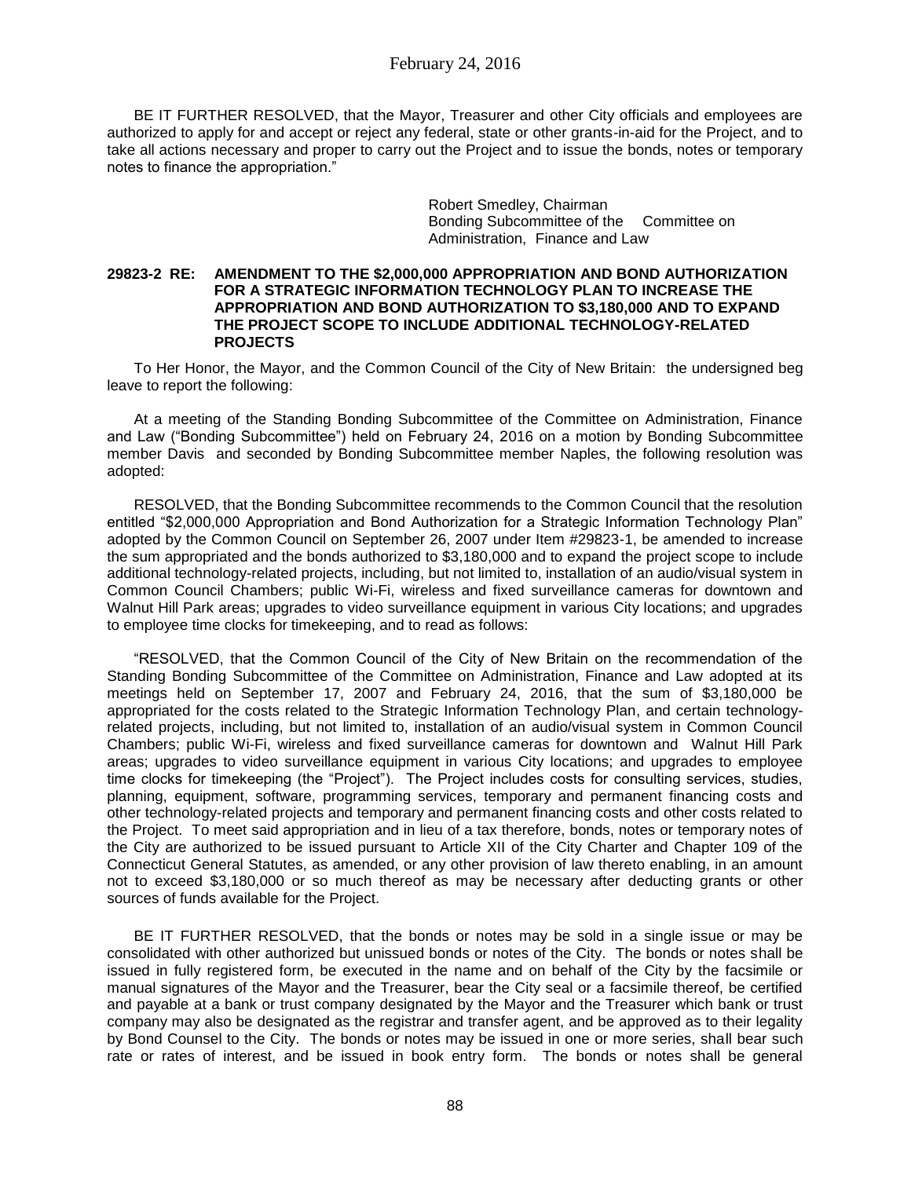BE IT FURTHER RESOLVED, that the Mayor, Treasurer and other City officials and employees are authorized to apply for and accept or reject any federal, state or other grants-in-aid for the Project, and to take all actions necessary and proper to carry out the Project and to issue the bonds, notes or temporary notes to finance the appropriation."

Robert Smedley, Chairman
Bonding Subcommittee of the Committee on Administration, Finance and Law

**29823-2 RE: AMENDMENT TO THE $2,000,000 APPROPRIATION AND BOND AUTHORIZATION FOR A STRATEGIC INFORMATION TECHNOLOGY PLAN TO INCREASE THE APPROPRIATION AND BOND AUTHORIZATION TO $3,180,000 AND TO EXPAND THE PROJECT SCOPE TO INCLUDE ADDITIONAL TECHNOLOGY-RELATED PROJECTS**

To Her Honor, the Mayor, and the Common Council of the City of New Britain: the undersigned beg leave to report the following:

At a meeting of the Standing Bonding Subcommittee of the Committee on Administration, Finance and Law ("Bonding Subcommittee") held on February 24, 2016 on a motion by Bonding Subcommittee member Davis and seconded by Bonding Subcommittee member Naples, the following resolution was adopted:

RESOLVED, that the Bonding Subcommittee recommends to the Common Council that the resolution entitled "$2,000,000 Appropriation and Bond Authorization for a Strategic Information Technology Plan" adopted by the Common Council on September 26, 2007 under Item #29823-1, be amended to increase the sum appropriated and the bonds authorized to $3,180,000 and to expand the project scope to include additional technology-related projects, including, but not limited to, installation of an audio/visual system in Common Council Chambers; public Wi-Fi, wireless and fixed surveillance cameras for downtown and Walnut Hill Park areas; upgrades to video surveillance equipment in various City locations; and upgrades to employee time clocks for timekeeping, and to read as follows:

"RESOLVED, that the Common Council of the City of New Britain on the recommendation of the Standing Bonding Subcommittee of the Committee on Administration, Finance and Law adopted at its meetings held on September 17, 2007 and February 24, 2016, that the sum of $3,180,000 be appropriated for the costs related to the Strategic Information Technology Plan, and certain technology-related projects, including, but not limited to, installation of an audio/visual system in Common Council Chambers; public Wi-Fi, wireless and fixed surveillance cameras for downtown and Walnut Hill Park areas; upgrades to video surveillance equipment in various City locations; and upgrades to employee time clocks for timekeeping (the "Project"). The Project includes costs for consulting services, studies, planning, equipment, software, programming services, temporary and permanent financing costs and other technology-related projects and temporary and permanent financing costs and other costs related to the Project. To meet said appropriation and in lieu of a tax therefore, bonds, notes or temporary notes of the City are authorized to be issued pursuant to Article XII of the City Charter and Chapter 109 of the Connecticut General Statutes, as amended, or any other provision of law thereto enabling, in an amount not to exceed $3,180,000 or so much thereof as may be necessary after deducting grants or other sources of funds available for the Project.

BE IT FURTHER RESOLVED, that the bonds or notes may be sold in a single issue or may be consolidated with other authorized but unissued bonds or notes of the City. The bonds or notes shall be issued in fully registered form, be executed in the name and on behalf of the City by the facsimile or manual signatures of the Mayor and the Treasurer, bear the City seal or a facsimile thereof, be certified and payable at a bank or trust company designated by the Mayor and the Treasurer which bank or trust company may also be designated as the registrar and transfer agent, and be approved as to their legality by Bond Counsel to the City. The bonds or notes may be issued in one or more series, shall bear such rate or rates of interest, and be issued in book entry form. The bonds or notes shall be general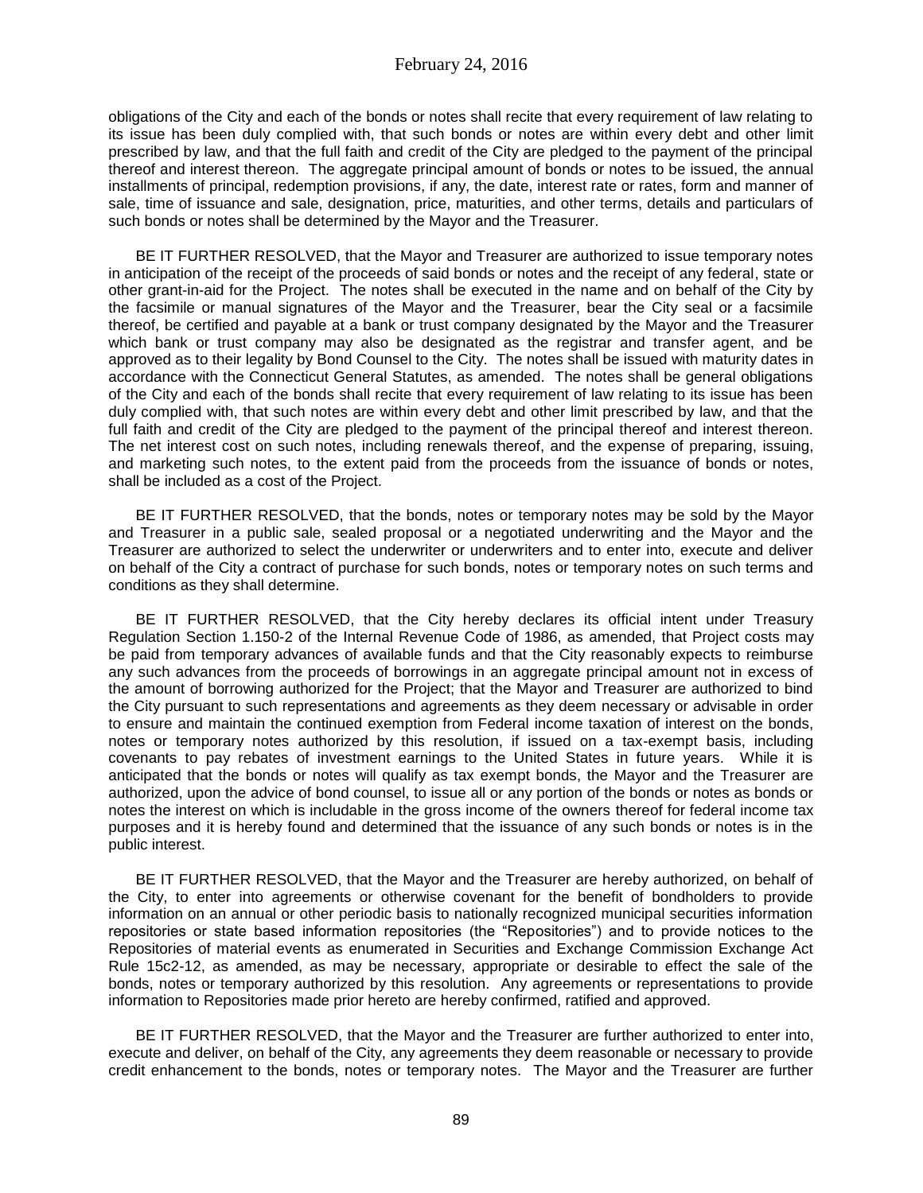obligations of the City and each of the bonds or notes shall recite that every requirement of law relating to its issue has been duly complied with, that such bonds or notes are within every debt and other limit prescribed by law, and that the full faith and credit of the City are pledged to the payment of the principal thereof and interest thereon. The aggregate principal amount of bonds or notes to be issued, the annual installments of principal, redemption provisions, if any, the date, interest rate or rates, form and manner of sale, time of issuance and sale, designation, price, maturities, and other terms, details and particulars of such bonds or notes shall be determined by the Mayor and the Treasurer.

BE IT FURTHER RESOLVED, that the Mayor and Treasurer are authorized to issue temporary notes in anticipation of the receipt of the proceeds of said bonds or notes and the receipt of any federal, state or other grant-in-aid for the Project. The notes shall be executed in the name and on behalf of the City by the facsimile or manual signatures of the Mayor and the Treasurer, bear the City seal or a facsimile thereof, be certified and payable at a bank or trust company designated by the Mayor and the Treasurer which bank or trust company may also be designated as the registrar and transfer agent, and be approved as to their legality by Bond Counsel to the City. The notes shall be issued with maturity dates in accordance with the Connecticut General Statutes, as amended. The notes shall be general obligations of the City and each of the bonds shall recite that every requirement of law relating to its issue has been duly complied with, that such notes are within every debt and other limit prescribed by law, and that the full faith and credit of the City are pledged to the payment of the principal thereof and interest thereon. The net interest cost on such notes, including renewals thereof, and the expense of preparing, issuing, and marketing such notes, to the extent paid from the proceeds from the issuance of bonds or notes, shall be included as a cost of the Project.

BE IT FURTHER RESOLVED, that the bonds, notes or temporary notes may be sold by the Mayor and Treasurer in a public sale, sealed proposal or a negotiated underwriting and the Mayor and the Treasurer are authorized to select the underwriter or underwriters and to enter into, execute and deliver on behalf of the City a contract of purchase for such bonds, notes or temporary notes on such terms and conditions as they shall determine.

BE IT FURTHER RESOLVED, that the City hereby declares its official intent under Treasury Regulation Section 1.150-2 of the Internal Revenue Code of 1986, as amended, that Project costs may be paid from temporary advances of available funds and that the City reasonably expects to reimburse any such advances from the proceeds of borrowings in an aggregate principal amount not in excess of the amount of borrowing authorized for the Project; that the Mayor and Treasurer are authorized to bind the City pursuant to such representations and agreements as they deem necessary or advisable in order to ensure and maintain the continued exemption from Federal income taxation of interest on the bonds, notes or temporary notes authorized by this resolution, if issued on a tax-exempt basis, including covenants to pay rebates of investment earnings to the United States in future years. While it is anticipated that the bonds or notes will qualify as tax exempt bonds, the Mayor and the Treasurer are authorized, upon the advice of bond counsel, to issue all or any portion of the bonds or notes as bonds or notes the interest on which is includable in the gross income of the owners thereof for federal income tax purposes and it is hereby found and determined that the issuance of any such bonds or notes is in the public interest.

BE IT FURTHER RESOLVED, that the Mayor and the Treasurer are hereby authorized, on behalf of the City, to enter into agreements or otherwise covenant for the benefit of bondholders to provide information on an annual or other periodic basis to nationally recognized municipal securities information repositories or state based information repositories (the "Repositories") and to provide notices to the Repositories of material events as enumerated in Securities and Exchange Commission Exchange Act Rule 15c2-12, as amended, as may be necessary, appropriate or desirable to effect the sale of the bonds, notes or temporary authorized by this resolution. Any agreements or representations to provide information to Repositories made prior hereto are hereby confirmed, ratified and approved.

BE IT FURTHER RESOLVED, that the Mayor and the Treasurer are further authorized to enter into, execute and deliver, on behalf of the City, any agreements they deem reasonable or necessary to provide credit enhancement to the bonds, notes or temporary notes. The Mayor and the Treasurer are further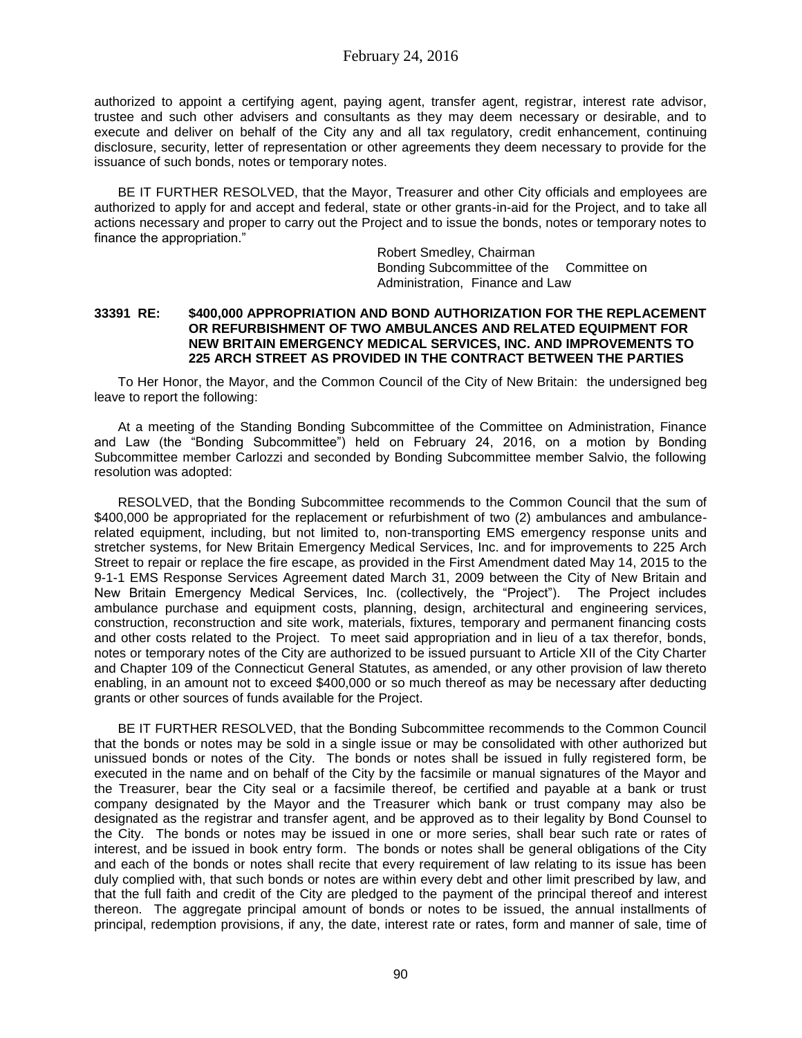authorized to appoint a certifying agent, paying agent, transfer agent, registrar, interest rate advisor, trustee and such other advisers and consultants as they may deem necessary or desirable, and to execute and deliver on behalf of the City any and all tax regulatory, credit enhancement, continuing disclosure, security, letter of representation or other agreements they deem necessary to provide for the issuance of such bonds, notes or temporary notes.

BE IT FURTHER RESOLVED, that the Mayor, Treasurer and other City officials and employees are authorized to apply for and accept and federal, state or other grants-in-aid for the Project, and to take all actions necessary and proper to carry out the Project and to issue the bonds, notes or temporary notes to finance the appropriation."

Robert Smedley, Chairman
Bonding Subcommittee of the Committee on Administration, Finance and Law

**33391 RE: $400,000 APPROPRIATION AND BOND AUTHORIZATION FOR THE REPLACEMENT OR REFURBISHMENT OF TWO AMBULANCES AND RELATED EQUIPMENT FOR NEW BRITAIN EMERGENCY MEDICAL SERVICES, INC. AND IMPROVEMENTS TO 225 ARCH STREET AS PROVIDED IN THE CONTRACT BETWEEN THE PARTIES**

To Her Honor, the Mayor, and the Common Council of the City of New Britain: the undersigned beg leave to report the following:

At a meeting of the Standing Bonding Subcommittee of the Committee on Administration, Finance and Law (the "Bonding Subcommittee") held on February 24, 2016, on a motion by Bonding Subcommittee member Carlozzi and seconded by Bonding Subcommittee member Salvio, the following resolution was adopted:

RESOLVED, that the Bonding Subcommittee recommends to the Common Council that the sum of $400,000 be appropriated for the replacement or refurbishment of two (2) ambulances and ambulance-related equipment, including, but not limited to, non-transporting EMS emergency response units and stretcher systems, for New Britain Emergency Medical Services, Inc. and for improvements to 225 Arch Street to repair or replace the fire escape, as provided in the First Amendment dated May 14, 2015 to the 9-1-1 EMS Response Services Agreement dated March 31, 2009 between the City of New Britain and New Britain Emergency Medical Services, Inc. (collectively, the "Project"). The Project includes ambulance purchase and equipment costs, planning, design, architectural and engineering services, construction, reconstruction and site work, materials, fixtures, temporary and permanent financing costs and other costs related to the Project. To meet said appropriation and in lieu of a tax therefor, bonds, notes or temporary notes of the City are authorized to be issued pursuant to Article XII of the City Charter and Chapter 109 of the Connecticut General Statutes, as amended, or any other provision of law thereto enabling, in an amount not to exceed $400,000 or so much thereof as may be necessary after deducting grants or other sources of funds available for the Project.

BE IT FURTHER RESOLVED, that the Bonding Subcommittee recommends to the Common Council that the bonds or notes may be sold in a single issue or may be consolidated with other authorized but unissued bonds or notes of the City. The bonds or notes shall be issued in fully registered form, be executed in the name and on behalf of the City by the facsimile or manual signatures of the Mayor and the Treasurer, bear the City seal or a facsimile thereof, be certified and payable at a bank or trust company designated by the Mayor and the Treasurer which bank or trust company may also be designated as the registrar and transfer agent, and be approved as to their legality by Bond Counsel to the City. The bonds or notes may be issued in one or more series, shall bear such rate or rates of interest, and be issued in book entry form. The bonds or notes shall be general obligations of the City and each of the bonds or notes shall recite that every requirement of law relating to its issue has been duly complied with, that such bonds or notes are within every debt and other limit prescribed by law, and that the full faith and credit of the City are pledged to the payment of the principal thereof and interest thereon. The aggregate principal amount of bonds or notes to be issued, the annual installments of principal, redemption provisions, if any, the date, interest rate or rates, form and manner of sale, time of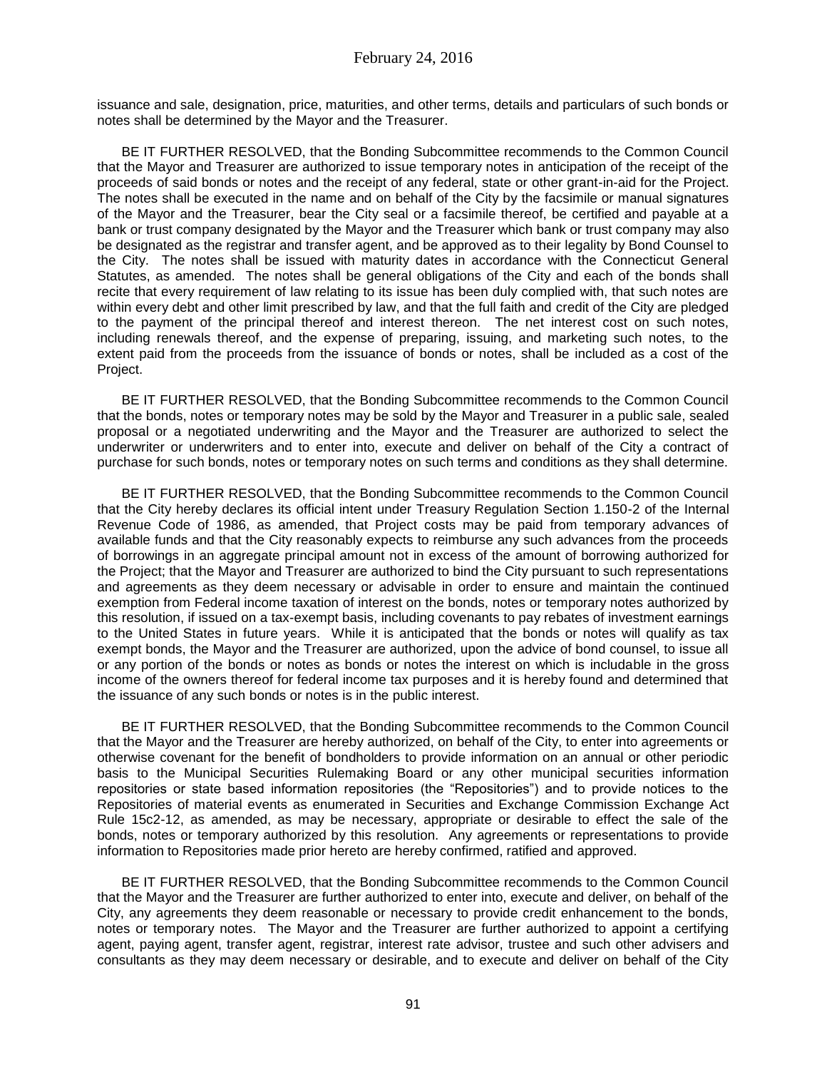issuance and sale, designation, price, maturities, and other terms, details and particulars of such bonds or notes shall be determined by the Mayor and the Treasurer.

BE IT FURTHER RESOLVED, that the Bonding Subcommittee recommends to the Common Council that the Mayor and Treasurer are authorized to issue temporary notes in anticipation of the receipt of the proceeds of said bonds or notes and the receipt of any federal, state or other grant-in-aid for the Project. The notes shall be executed in the name and on behalf of the City by the facsimile or manual signatures of the Mayor and the Treasurer, bear the City seal or a facsimile thereof, be certified and payable at a bank or trust company designated by the Mayor and the Treasurer which bank or trust company may also be designated as the registrar and transfer agent, and be approved as to their legality by Bond Counsel to the City. The notes shall be issued with maturity dates in accordance with the Connecticut General Statutes, as amended. The notes shall be general obligations of the City and each of the bonds shall recite that every requirement of law relating to its issue has been duly complied with, that such notes are within every debt and other limit prescribed by law, and that the full faith and credit of the City are pledged to the payment of the principal thereof and interest thereon. The net interest cost on such notes, including renewals thereof, and the expense of preparing, issuing, and marketing such notes, to the extent paid from the proceeds from the issuance of bonds or notes, shall be included as a cost of the Project.

BE IT FURTHER RESOLVED, that the Bonding Subcommittee recommends to the Common Council that the bonds, notes or temporary notes may be sold by the Mayor and Treasurer in a public sale, sealed proposal or a negotiated underwriting and the Mayor and the Treasurer are authorized to select the underwriter or underwriters and to enter into, execute and deliver on behalf of the City a contract of purchase for such bonds, notes or temporary notes on such terms and conditions as they shall determine.

BE IT FURTHER RESOLVED, that the Bonding Subcommittee recommends to the Common Council that the City hereby declares its official intent under Treasury Regulation Section 1.150-2 of the Internal Revenue Code of 1986, as amended, that Project costs may be paid from temporary advances of available funds and that the City reasonably expects to reimburse any such advances from the proceeds of borrowings in an aggregate principal amount not in excess of the amount of borrowing authorized for the Project; that the Mayor and Treasurer are authorized to bind the City pursuant to such representations and agreements as they deem necessary or advisable in order to ensure and maintain the continued exemption from Federal income taxation of interest on the bonds, notes or temporary notes authorized by this resolution, if issued on a tax-exempt basis, including covenants to pay rebates of investment earnings to the United States in future years. While it is anticipated that the bonds or notes will qualify as tax exempt bonds, the Mayor and the Treasurer are authorized, upon the advice of bond counsel, to issue all or any portion of the bonds or notes as bonds or notes the interest on which is includable in the gross income of the owners thereof for federal income tax purposes and it is hereby found and determined that the issuance of any such bonds or notes is in the public interest.

BE IT FURTHER RESOLVED, that the Bonding Subcommittee recommends to the Common Council that the Mayor and the Treasurer are hereby authorized, on behalf of the City, to enter into agreements or otherwise covenant for the benefit of bondholders to provide information on an annual or other periodic basis to the Municipal Securities Rulemaking Board or any other municipal securities information repositories or state based information repositories (the "Repositories") and to provide notices to the Repositories of material events as enumerated in Securities and Exchange Commission Exchange Act Rule 15c2-12, as amended, as may be necessary, appropriate or desirable to effect the sale of the bonds, notes or temporary authorized by this resolution. Any agreements or representations to provide information to Repositories made prior hereto are hereby confirmed, ratified and approved.

BE IT FURTHER RESOLVED, that the Bonding Subcommittee recommends to the Common Council that the Mayor and the Treasurer are further authorized to enter into, execute and deliver, on behalf of the City, any agreements they deem reasonable or necessary to provide credit enhancement to the bonds, notes or temporary notes. The Mayor and the Treasurer are further authorized to appoint a certifying agent, paying agent, transfer agent, registrar, interest rate advisor, trustee and such other advisers and consultants as they may deem necessary or desirable, and to execute and deliver on behalf of the City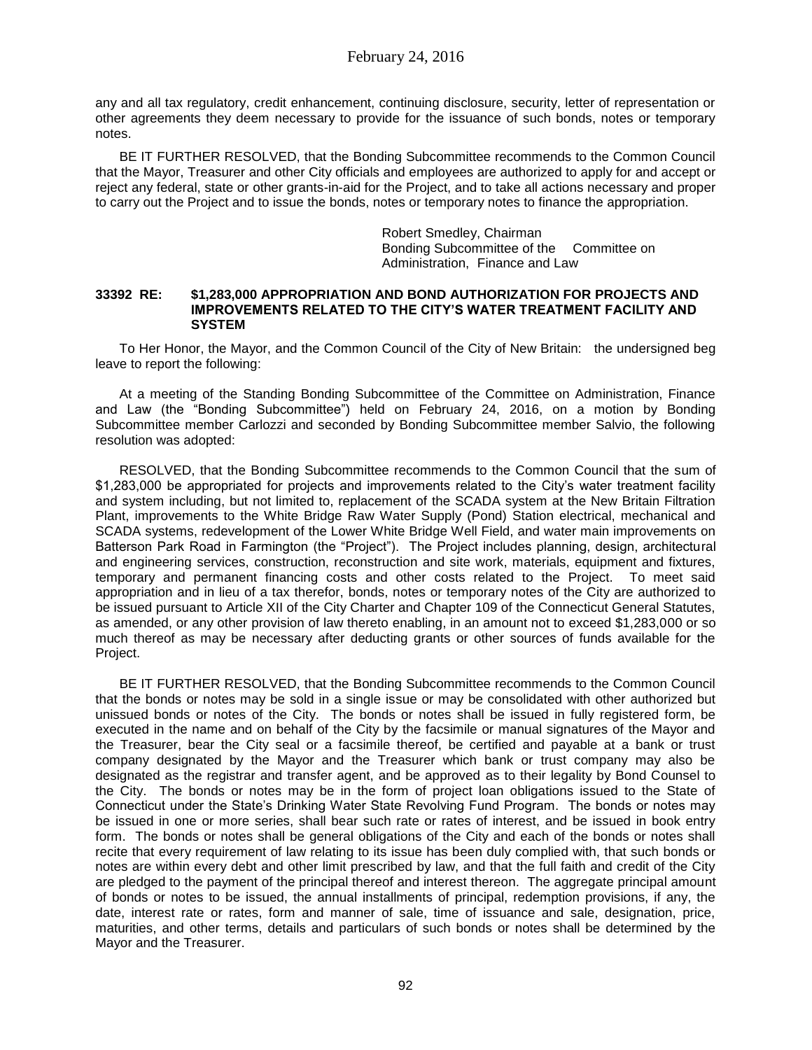any and all tax regulatory, credit enhancement, continuing disclosure, security, letter of representation or other agreements they deem necessary to provide for the issuance of such bonds, notes or temporary notes.

BE IT FURTHER RESOLVED, that the Bonding Subcommittee recommends to the Common Council that the Mayor, Treasurer and other City officials and employees are authorized to apply for and accept or reject any federal, state or other grants-in-aid for the Project, and to take all actions necessary and proper to carry out the Project and to issue the bonds, notes or temporary notes to finance the appropriation.

Robert Smedley, Chairman
Bonding Subcommittee of the Committee on Administration, Finance and Law

**33392 RE: $1,283,000 APPROPRIATION AND BOND AUTHORIZATION FOR PROJECTS AND IMPROVEMENTS RELATED TO THE CITY'S WATER TREATMENT FACILITY AND SYSTEM**

To Her Honor, the Mayor, and the Common Council of the City of New Britain: the undersigned beg leave to report the following:

At a meeting of the Standing Bonding Subcommittee of the Committee on Administration, Finance and Law (the "Bonding Subcommittee") held on February 24, 2016, on a motion by Bonding Subcommittee member Carlozzi and seconded by Bonding Subcommittee member Salvio, the following resolution was adopted:

RESOLVED, that the Bonding Subcommittee recommends to the Common Council that the sum of $1,283,000 be appropriated for projects and improvements related to the City's water treatment facility and system including, but not limited to, replacement of the SCADA system at the New Britain Filtration Plant, improvements to the White Bridge Raw Water Supply (Pond) Station electrical, mechanical and SCADA systems, redevelopment of the Lower White Bridge Well Field, and water main improvements on Batterson Park Road in Farmington (the "Project"). The Project includes planning, design, architectural and engineering services, construction, reconstruction and site work, materials, equipment and fixtures, temporary and permanent financing costs and other costs related to the Project. To meet said appropriation and in lieu of a tax therefor, bonds, notes or temporary notes of the City are authorized to be issued pursuant to Article XII of the City Charter and Chapter 109 of the Connecticut General Statutes, as amended, or any other provision of law thereto enabling, in an amount not to exceed $1,283,000 or so much thereof as may be necessary after deducting grants or other sources of funds available for the Project.

BE IT FURTHER RESOLVED, that the Bonding Subcommittee recommends to the Common Council that the bonds or notes may be sold in a single issue or may be consolidated with other authorized but unissued bonds or notes of the City. The bonds or notes shall be issued in fully registered form, be executed in the name and on behalf of the City by the facsimile or manual signatures of the Mayor and the Treasurer, bear the City seal or a facsimile thereof, be certified and payable at a bank or trust company designated by the Mayor and the Treasurer which bank or trust company may also be designated as the registrar and transfer agent, and be approved as to their legality by Bond Counsel to the City. The bonds or notes may be in the form of project loan obligations issued to the State of Connecticut under the State's Drinking Water State Revolving Fund Program. The bonds or notes may be issued in one or more series, shall bear such rate or rates of interest, and be issued in book entry form. The bonds or notes shall be general obligations of the City and each of the bonds or notes shall recite that every requirement of law relating to its issue has been duly complied with, that such bonds or notes are within every debt and other limit prescribed by law, and that the full faith and credit of the City are pledged to the payment of the principal thereof and interest thereon. The aggregate principal amount of bonds or notes to be issued, the annual installments of principal, redemption provisions, if any, the date, interest rate or rates, form and manner of sale, time of issuance and sale, designation, price, maturities, and other terms, details and particulars of such bonds or notes shall be determined by the Mayor and the Treasurer.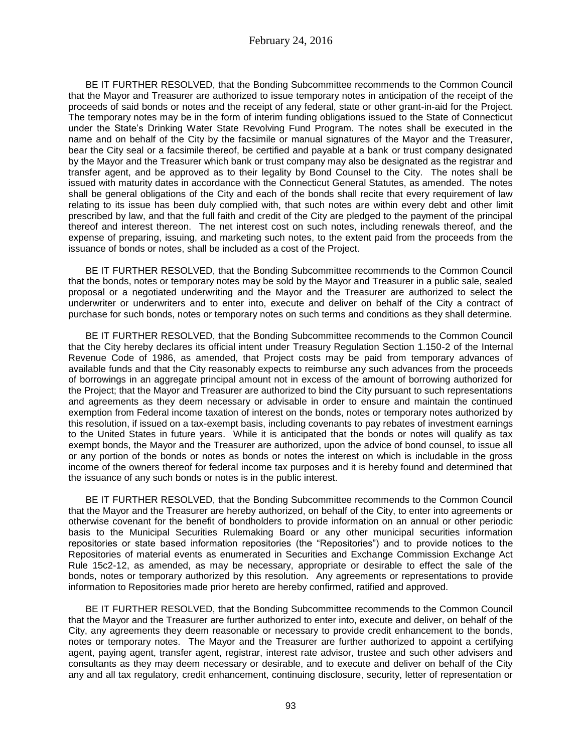BE IT FURTHER RESOLVED, that the Bonding Subcommittee recommends to the Common Council that the Mayor and Treasurer are authorized to issue temporary notes in anticipation of the receipt of the proceeds of said bonds or notes and the receipt of any federal, state or other grant-in-aid for the Project. The temporary notes may be in the form of interim funding obligations issued to the State of Connecticut under the State's Drinking Water State Revolving Fund Program. The notes shall be executed in the name and on behalf of the City by the facsimile or manual signatures of the Mayor and the Treasurer, bear the City seal or a facsimile thereof, be certified and payable at a bank or trust company designated by the Mayor and the Treasurer which bank or trust company may also be designated as the registrar and transfer agent, and be approved as to their legality by Bond Counsel to the City. The notes shall be issued with maturity dates in accordance with the Connecticut General Statutes, as amended. The notes shall be general obligations of the City and each of the bonds shall recite that every requirement of law relating to its issue has been duly complied with, that such notes are within every debt and other limit prescribed by law, and that the full faith and credit of the City are pledged to the payment of the principal thereof and interest thereon. The net interest cost on such notes, including renewals thereof, and the expense of preparing, issuing, and marketing such notes, to the extent paid from the proceeds from the issuance of bonds or notes, shall be included as a cost of the Project.

BE IT FURTHER RESOLVED, that the Bonding Subcommittee recommends to the Common Council that the bonds, notes or temporary notes may be sold by the Mayor and Treasurer in a public sale, sealed proposal or a negotiated underwriting and the Mayor and the Treasurer are authorized to select the underwriter or underwriters and to enter into, execute and deliver on behalf of the City a contract of purchase for such bonds, notes or temporary notes on such terms and conditions as they shall determine.

BE IT FURTHER RESOLVED, that the Bonding Subcommittee recommends to the Common Council that the City hereby declares its official intent under Treasury Regulation Section 1.150-2 of the Internal Revenue Code of 1986, as amended, that Project costs may be paid from temporary advances of available funds and that the City reasonably expects to reimburse any such advances from the proceeds of borrowings in an aggregate principal amount not in excess of the amount of borrowing authorized for the Project; that the Mayor and Treasurer are authorized to bind the City pursuant to such representations and agreements as they deem necessary or advisable in order to ensure and maintain the continued exemption from Federal income taxation of interest on the bonds, notes or temporary notes authorized by this resolution, if issued on a tax-exempt basis, including covenants to pay rebates of investment earnings to the United States in future years. While it is anticipated that the bonds or notes will qualify as tax exempt bonds, the Mayor and the Treasurer are authorized, upon the advice of bond counsel, to issue all or any portion of the bonds or notes as bonds or notes the interest on which is includable in the gross income of the owners thereof for federal income tax purposes and it is hereby found and determined that the issuance of any such bonds or notes is in the public interest.

BE IT FURTHER RESOLVED, that the Bonding Subcommittee recommends to the Common Council that the Mayor and the Treasurer are hereby authorized, on behalf of the City, to enter into agreements or otherwise covenant for the benefit of bondholders to provide information on an annual or other periodic basis to the Municipal Securities Rulemaking Board or any other municipal securities information repositories or state based information repositories (the "Repositories") and to provide notices to the Repositories of material events as enumerated in Securities and Exchange Commission Exchange Act Rule 15c2-12, as amended, as may be necessary, appropriate or desirable to effect the sale of the bonds, notes or temporary authorized by this resolution. Any agreements or representations to provide information to Repositories made prior hereto are hereby confirmed, ratified and approved.

BE IT FURTHER RESOLVED, that the Bonding Subcommittee recommends to the Common Council that the Mayor and the Treasurer are further authorized to enter into, execute and deliver, on behalf of the City, any agreements they deem reasonable or necessary to provide credit enhancement to the bonds, notes or temporary notes. The Mayor and the Treasurer are further authorized to appoint a certifying agent, paying agent, transfer agent, registrar, interest rate advisor, trustee and such other advisers and consultants as they may deem necessary or desirable, and to execute and deliver on behalf of the City any and all tax regulatory, credit enhancement, continuing disclosure, security, letter of representation or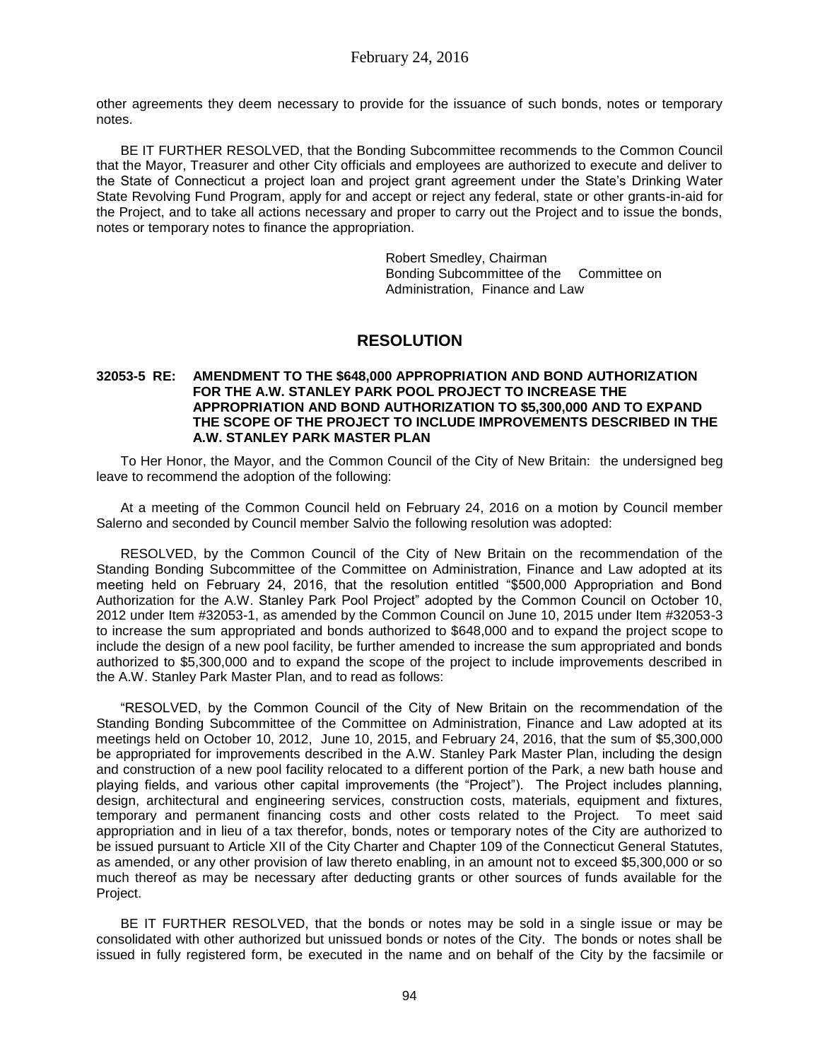other agreements they deem necessary to provide for the issuance of such bonds, notes or temporary notes.

BE IT FURTHER RESOLVED, that the Bonding Subcommittee recommends to the Common Council that the Mayor, Treasurer and other City officials and employees are authorized to execute and deliver to the State of Connecticut a project loan and project grant agreement under the State's Drinking Water State Revolving Fund Program, apply for and accept or reject any federal, state or other grants-in-aid for the Project, and to take all actions necessary and proper to carry out the Project and to issue the bonds, notes or temporary notes to finance the appropriation.

Robert Smedley, Chairman
Bonding Subcommittee of the Committee on Administration, Finance and Law

## RESOLUTION

**32053-5 RE: AMENDMENT TO THE $648,000 APPROPRIATION AND BOND AUTHORIZATION FOR THE A.W. STANLEY PARK POOL PROJECT TO INCREASE THE APPROPRIATION AND BOND AUTHORIZATION TO $5,300,000 AND TO EXPAND THE SCOPE OF THE PROJECT TO INCLUDE IMPROVEMENTS DESCRIBED IN THE A.W. STANLEY PARK MASTER PLAN**

To Her Honor, the Mayor, and the Common Council of the City of New Britain: the undersigned beg leave to recommend the adoption of the following:

At a meeting of the Common Council held on February 24, 2016 on a motion by Council member Salerno and seconded by Council member Salvio the following resolution was adopted:

RESOLVED, by the Common Council of the City of New Britain on the recommendation of the Standing Bonding Subcommittee of the Committee on Administration, Finance and Law adopted at its meeting held on February 24, 2016, that the resolution entitled "$500,000 Appropriation and Bond Authorization for the A.W. Stanley Park Pool Project" adopted by the Common Council on October 10, 2012 under Item #32053-1, as amended by the Common Council on June 10, 2015 under Item #32053-3 to increase the sum appropriated and bonds authorized to $648,000 and to expand the project scope to include the design of a new pool facility, be further amended to increase the sum appropriated and bonds authorized to $5,300,000 and to expand the scope of the project to include improvements described in the A.W. Stanley Park Master Plan, and to read as follows:

"RESOLVED, by the Common Council of the City of New Britain on the recommendation of the Standing Bonding Subcommittee of the Committee on Administration, Finance and Law adopted at its meetings held on October 10, 2012, June 10, 2015, and February 24, 2016, that the sum of $5,300,000 be appropriated for improvements described in the A.W. Stanley Park Master Plan, including the design and construction of a new pool facility relocated to a different portion of the Park, a new bath house and playing fields, and various other capital improvements (the "Project"). The Project includes planning, design, architectural and engineering services, construction costs, materials, equipment and fixtures, temporary and permanent financing costs and other costs related to the Project. To meet said appropriation and in lieu of a tax therefor, bonds, notes or temporary notes of the City are authorized to be issued pursuant to Article XII of the City Charter and Chapter 109 of the Connecticut General Statutes, as amended, or any other provision of law thereto enabling, in an amount not to exceed $5,300,000 or so much thereof as may be necessary after deducting grants or other sources of funds available for the Project.

BE IT FURTHER RESOLVED, that the bonds or notes may be sold in a single issue or may be consolidated with other authorized but unissued bonds or notes of the City. The bonds or notes shall be issued in fully registered form, be executed in the name and on behalf of the City by the facsimile or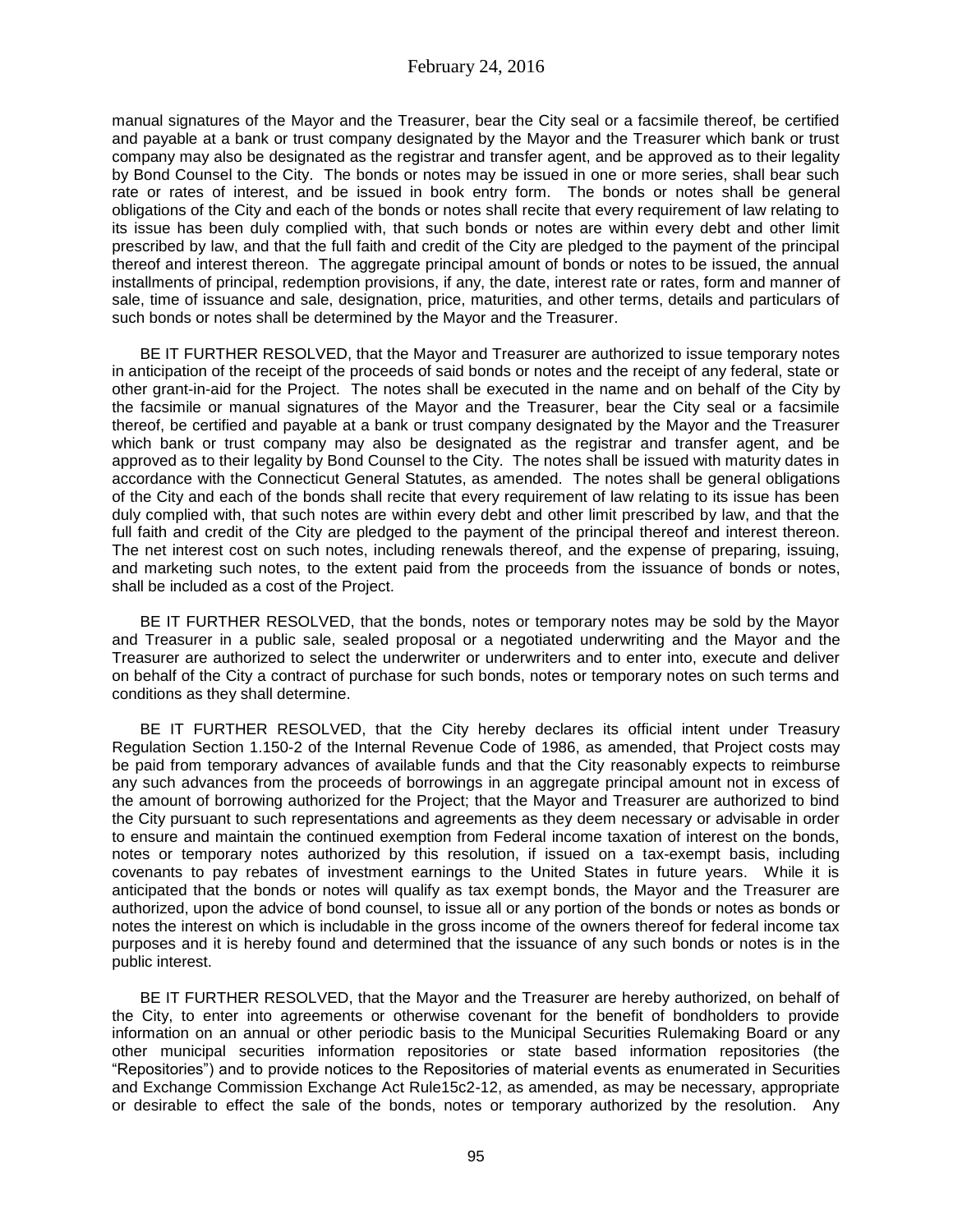manual signatures of the Mayor and the Treasurer, bear the City seal or a facsimile thereof, be certified and payable at a bank or trust company designated by the Mayor and the Treasurer which bank or trust company may also be designated as the registrar and transfer agent, and be approved as to their legality by Bond Counsel to the City. The bonds or notes may be issued in one or more series, shall bear such rate or rates of interest, and be issued in book entry form. The bonds or notes shall be general obligations of the City and each of the bonds or notes shall recite that every requirement of law relating to its issue has been duly complied with, that such bonds or notes are within every debt and other limit prescribed by law, and that the full faith and credit of the City are pledged to the payment of the principal thereof and interest thereon. The aggregate principal amount of bonds or notes to be issued, the annual installments of principal, redemption provisions, if any, the date, interest rate or rates, form and manner of sale, time of issuance and sale, designation, price, maturities, and other terms, details and particulars of such bonds or notes shall be determined by the Mayor and the Treasurer.

BE IT FURTHER RESOLVED, that the Mayor and Treasurer are authorized to issue temporary notes in anticipation of the receipt of the proceeds of said bonds or notes and the receipt of any federal, state or other grant-in-aid for the Project. The notes shall be executed in the name and on behalf of the City by the facsimile or manual signatures of the Mayor and the Treasurer, bear the City seal or a facsimile thereof, be certified and payable at a bank or trust company designated by the Mayor and the Treasurer which bank or trust company may also be designated as the registrar and transfer agent, and be approved as to their legality by Bond Counsel to the City. The notes shall be issued with maturity dates in accordance with the Connecticut General Statutes, as amended. The notes shall be general obligations of the City and each of the bonds shall recite that every requirement of law relating to its issue has been duly complied with, that such notes are within every debt and other limit prescribed by law, and that the full faith and credit of the City are pledged to the payment of the principal thereof and interest thereon. The net interest cost on such notes, including renewals thereof, and the expense of preparing, issuing, and marketing such notes, to the extent paid from the proceeds from the issuance of bonds or notes, shall be included as a cost of the Project.

BE IT FURTHER RESOLVED, that the bonds, notes or temporary notes may be sold by the Mayor and Treasurer in a public sale, sealed proposal or a negotiated underwriting and the Mayor and the Treasurer are authorized to select the underwriter or underwriters and to enter into, execute and deliver on behalf of the City a contract of purchase for such bonds, notes or temporary notes on such terms and conditions as they shall determine.

BE IT FURTHER RESOLVED, that the City hereby declares its official intent under Treasury Regulation Section 1.150-2 of the Internal Revenue Code of 1986, as amended, that Project costs may be paid from temporary advances of available funds and that the City reasonably expects to reimburse any such advances from the proceeds of borrowings in an aggregate principal amount not in excess of the amount of borrowing authorized for the Project; that the Mayor and Treasurer are authorized to bind the City pursuant to such representations and agreements as they deem necessary or advisable in order to ensure and maintain the continued exemption from Federal income taxation of interest on the bonds, notes or temporary notes authorized by this resolution, if issued on a tax-exempt basis, including covenants to pay rebates of investment earnings to the United States in future years. While it is anticipated that the bonds or notes will qualify as tax exempt bonds, the Mayor and the Treasurer are authorized, upon the advice of bond counsel, to issue all or any portion of the bonds or notes as bonds or notes the interest on which is includable in the gross income of the owners thereof for federal income tax purposes and it is hereby found and determined that the issuance of any such bonds or notes is in the public interest.

BE IT FURTHER RESOLVED, that the Mayor and the Treasurer are hereby authorized, on behalf of the City, to enter into agreements or otherwise covenant for the benefit of bondholders to provide information on an annual or other periodic basis to the Municipal Securities Rulemaking Board or any other municipal securities information repositories or state based information repositories (the "Repositories") and to provide notices to the Repositories of material events as enumerated in Securities and Exchange Commission Exchange Act Rule15c2-12, as amended, as may be necessary, appropriate or desirable to effect the sale of the bonds, notes or temporary authorized by the resolution. Any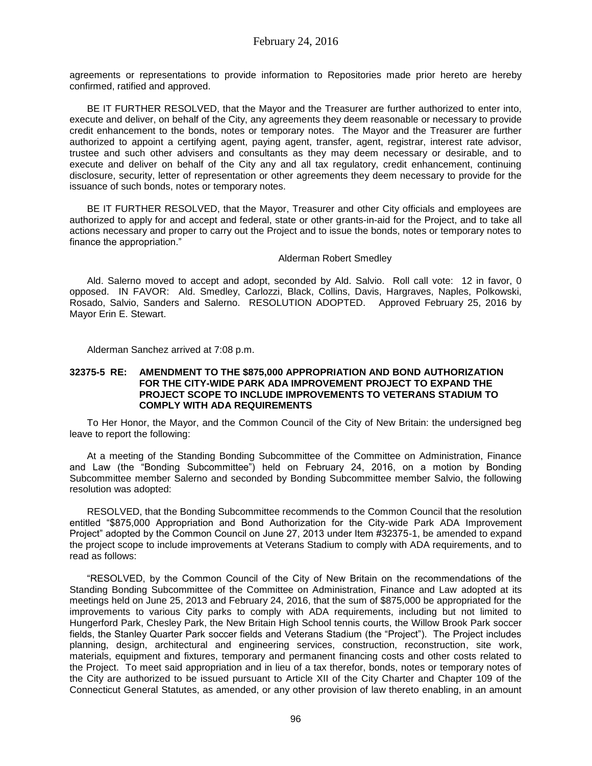agreements or representations to provide information to Repositories made prior hereto are hereby confirmed, ratified and approved.

BE IT FURTHER RESOLVED, that the Mayor and the Treasurer are further authorized to enter into, execute and deliver, on behalf of the City, any agreements they deem reasonable or necessary to provide credit enhancement to the bonds, notes or temporary notes. The Mayor and the Treasurer are further authorized to appoint a certifying agent, paying agent, transfer, agent, registrar, interest rate advisor, trustee and such other advisers and consultants as they may deem necessary or desirable, and to execute and deliver on behalf of the City any and all tax regulatory, credit enhancement, continuing disclosure, security, letter of representation or other agreements they deem necessary to provide for the issuance of such bonds, notes or temporary notes.

BE IT FURTHER RESOLVED, that the Mayor, Treasurer and other City officials and employees are authorized to apply for and accept and federal, state or other grants-in-aid for the Project, and to take all actions necessary and proper to carry out the Project and to issue the bonds, notes or temporary notes to finance the appropriation."

Alderman Robert Smedley

Ald. Salerno moved to accept and adopt, seconded by Ald. Salvio. Roll call vote: 12 in favor, 0 opposed. IN FAVOR: Ald. Smedley, Carlozzi, Black, Collins, Davis, Hargraves, Naples, Polkowski, Rosado, Salvio, Sanders and Salerno. RESOLUTION ADOPTED. Approved February 25, 2016 by Mayor Erin E. Stewart.

Alderman Sanchez arrived at 7:08 p.m.

**32375-5 RE: AMENDMENT TO THE $875,000 APPROPRIATION AND BOND AUTHORIZATION FOR THE CITY-WIDE PARK ADA IMPROVEMENT PROJECT TO EXPAND THE PROJECT SCOPE TO INCLUDE IMPROVEMENTS TO VETERANS STADIUM TO COMPLY WITH ADA REQUIREMENTS**

To Her Honor, the Mayor, and the Common Council of the City of New Britain: the undersigned beg leave to report the following:

At a meeting of the Standing Bonding Subcommittee of the Committee on Administration, Finance and Law (the "Bonding Subcommittee") held on February 24, 2016, on a motion by Bonding Subcommittee member Salerno and seconded by Bonding Subcommittee member Salvio, the following resolution was adopted:

RESOLVED, that the Bonding Subcommittee recommends to the Common Council that the resolution entitled "$875,000 Appropriation and Bond Authorization for the City-wide Park ADA Improvement Project" adopted by the Common Council on June 27, 2013 under Item #32375-1, be amended to expand the project scope to include improvements at Veterans Stadium to comply with ADA requirements, and to read as follows:

"RESOLVED, by the Common Council of the City of New Britain on the recommendations of the Standing Bonding Subcommittee of the Committee on Administration, Finance and Law adopted at its meetings held on June 25, 2013 and February 24, 2016, that the sum of $875,000 be appropriated for the improvements to various City parks to comply with ADA requirements, including but not limited to Hungerford Park, Chesley Park, the New Britain High School tennis courts, the Willow Brook Park soccer fields, the Stanley Quarter Park soccer fields and Veterans Stadium (the "Project"). The Project includes planning, design, architectural and engineering services, construction, reconstruction, site work, materials, equipment and fixtures, temporary and permanent financing costs and other costs related to the Project. To meet said appropriation and in lieu of a tax therefor, bonds, notes or temporary notes of the City are authorized to be issued pursuant to Article XII of the City Charter and Chapter 109 of the Connecticut General Statutes, as amended, or any other provision of law thereto enabling, in an amount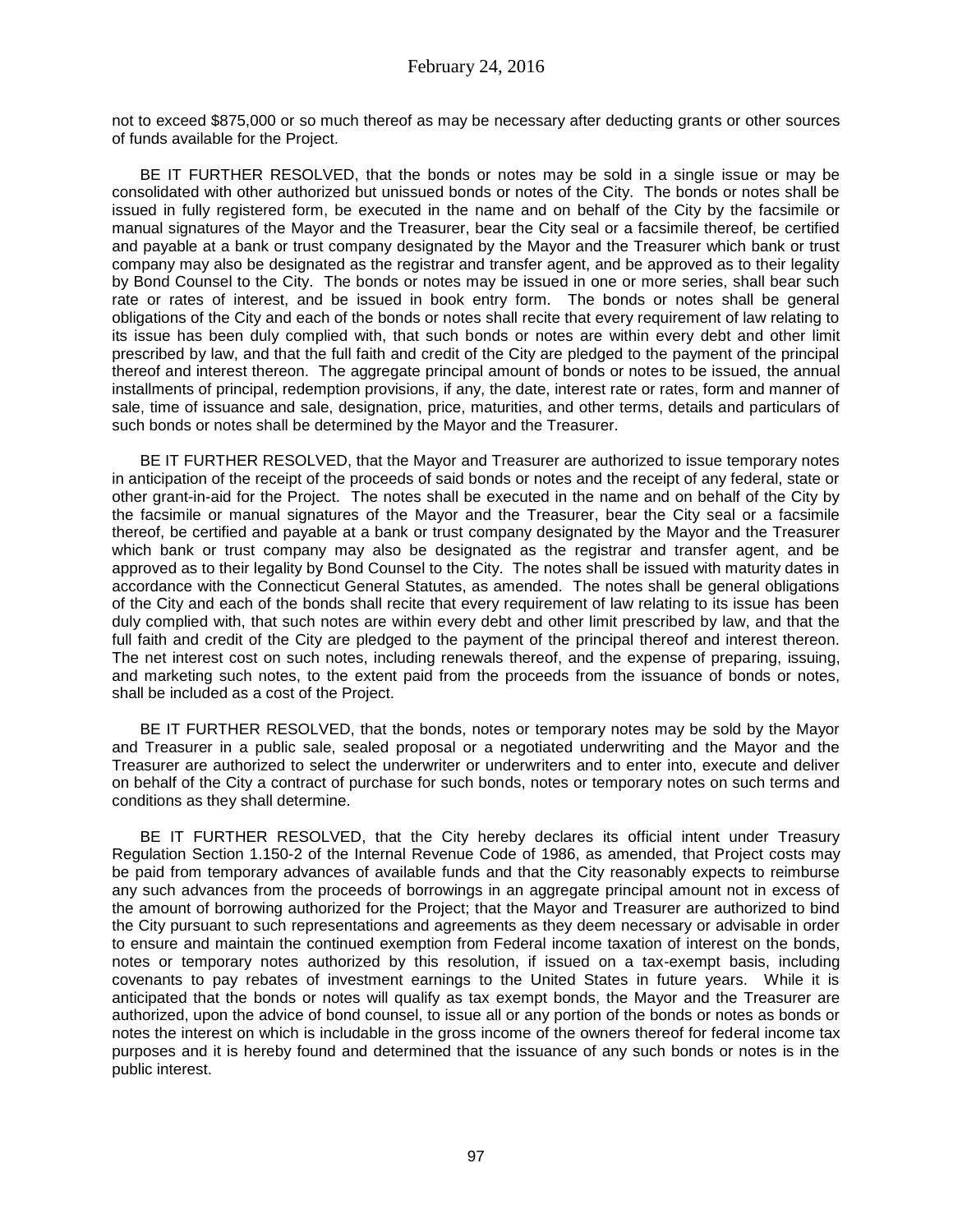not to exceed $875,000 or so much thereof as may be necessary after deducting grants or other sources of funds available for the Project.

BE IT FURTHER RESOLVED, that the bonds or notes may be sold in a single issue or may be consolidated with other authorized but unissued bonds or notes of the City. The bonds or notes shall be issued in fully registered form, be executed in the name and on behalf of the City by the facsimile or manual signatures of the Mayor and the Treasurer, bear the City seal or a facsimile thereof, be certified and payable at a bank or trust company designated by the Mayor and the Treasurer which bank or trust company may also be designated as the registrar and transfer agent, and be approved as to their legality by Bond Counsel to the City. The bonds or notes may be issued in one or more series, shall bear such rate or rates of interest, and be issued in book entry form. The bonds or notes shall be general obligations of the City and each of the bonds or notes shall recite that every requirement of law relating to its issue has been duly complied with, that such bonds or notes are within every debt and other limit prescribed by law, and that the full faith and credit of the City are pledged to the payment of the principal thereof and interest thereon. The aggregate principal amount of bonds or notes to be issued, the annual installments of principal, redemption provisions, if any, the date, interest rate or rates, form and manner of sale, time of issuance and sale, designation, price, maturities, and other terms, details and particulars of such bonds or notes shall be determined by the Mayor and the Treasurer.

BE IT FURTHER RESOLVED, that the Mayor and Treasurer are authorized to issue temporary notes in anticipation of the receipt of the proceeds of said bonds or notes and the receipt of any federal, state or other grant-in-aid for the Project. The notes shall be executed in the name and on behalf of the City by the facsimile or manual signatures of the Mayor and the Treasurer, bear the City seal or a facsimile thereof, be certified and payable at a bank or trust company designated by the Mayor and the Treasurer which bank or trust company may also be designated as the registrar and transfer agent, and be approved as to their legality by Bond Counsel to the City. The notes shall be issued with maturity dates in accordance with the Connecticut General Statutes, as amended. The notes shall be general obligations of the City and each of the bonds shall recite that every requirement of law relating to its issue has been duly complied with, that such notes are within every debt and other limit prescribed by law, and that the full faith and credit of the City are pledged to the payment of the principal thereof and interest thereon. The net interest cost on such notes, including renewals thereof, and the expense of preparing, issuing, and marketing such notes, to the extent paid from the proceeds from the issuance of bonds or notes, shall be included as a cost of the Project.

BE IT FURTHER RESOLVED, that the bonds, notes or temporary notes may be sold by the Mayor and Treasurer in a public sale, sealed proposal or a negotiated underwriting and the Mayor and the Treasurer are authorized to select the underwriter or underwriters and to enter into, execute and deliver on behalf of the City a contract of purchase for such bonds, notes or temporary notes on such terms and conditions as they shall determine.

BE IT FURTHER RESOLVED, that the City hereby declares its official intent under Treasury Regulation Section 1.150-2 of the Internal Revenue Code of 1986, as amended, that Project costs may be paid from temporary advances of available funds and that the City reasonably expects to reimburse any such advances from the proceeds of borrowings in an aggregate principal amount not in excess of the amount of borrowing authorized for the Project; that the Mayor and Treasurer are authorized to bind the City pursuant to such representations and agreements as they deem necessary or advisable in order to ensure and maintain the continued exemption from Federal income taxation of interest on the bonds, notes or temporary notes authorized by this resolution, if issued on a tax-exempt basis, including covenants to pay rebates of investment earnings to the United States in future years. While it is anticipated that the bonds or notes will qualify as tax exempt bonds, the Mayor and the Treasurer are authorized, upon the advice of bond counsel, to issue all or any portion of the bonds or notes as bonds or notes the interest on which is includable in the gross income of the owners thereof for federal income tax purposes and it is hereby found and determined that the issuance of any such bonds or notes is in the public interest.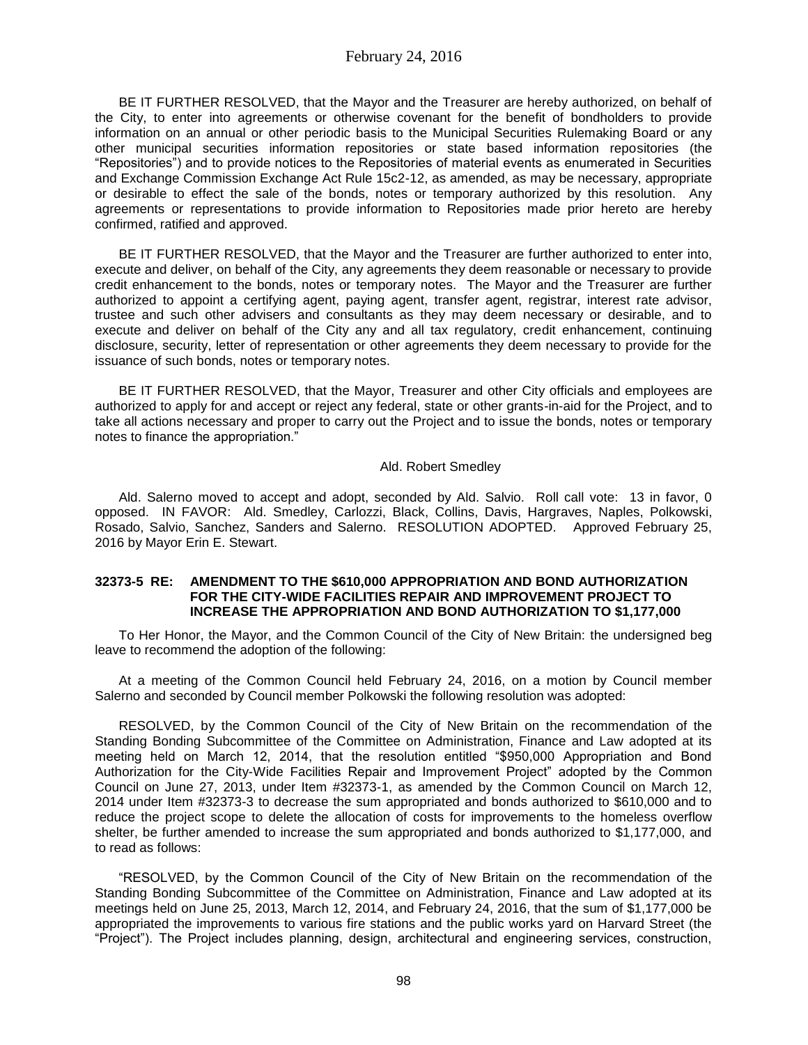BE IT FURTHER RESOLVED, that the Mayor and the Treasurer are hereby authorized, on behalf of the City, to enter into agreements or otherwise covenant for the benefit of bondholders to provide information on an annual or other periodic basis to the Municipal Securities Rulemaking Board or any other municipal securities information repositories or state based information repositories (the "Repositories") and to provide notices to the Repositories of material events as enumerated in Securities and Exchange Commission Exchange Act Rule 15c2-12, as amended, as may be necessary, appropriate or desirable to effect the sale of the bonds, notes or temporary authorized by this resolution. Any agreements or representations to provide information to Repositories made prior hereto are hereby confirmed, ratified and approved.

BE IT FURTHER RESOLVED, that the Mayor and the Treasurer are further authorized to enter into, execute and deliver, on behalf of the City, any agreements they deem reasonable or necessary to provide credit enhancement to the bonds, notes or temporary notes. The Mayor and the Treasurer are further authorized to appoint a certifying agent, paying agent, transfer agent, registrar, interest rate advisor, trustee and such other advisers and consultants as they may deem necessary or desirable, and to execute and deliver on behalf of the City any and all tax regulatory, credit enhancement, continuing disclosure, security, letter of representation or other agreements they deem necessary to provide for the issuance of such bonds, notes or temporary notes.

BE IT FURTHER RESOLVED, that the Mayor, Treasurer and other City officials and employees are authorized to apply for and accept or reject any federal, state or other grants-in-aid for the Project, and to take all actions necessary and proper to carry out the Project and to issue the bonds, notes or temporary notes to finance the appropriation."

Ald. Robert Smedley

Ald. Salerno moved to accept and adopt, seconded by Ald. Salvio. Roll call vote: 13 in favor, 0 opposed. IN FAVOR: Ald. Smedley, Carlozzi, Black, Collins, Davis, Hargraves, Naples, Polkowski, Rosado, Salvio, Sanchez, Sanders and Salerno. RESOLUTION ADOPTED. Approved February 25, 2016 by Mayor Erin E. Stewart.

**32373-5 RE: AMENDMENT TO THE $610,000 APPROPRIATION AND BOND AUTHORIZATION FOR THE CITY-WIDE FACILITIES REPAIR AND IMPROVEMENT PROJECT TO INCREASE THE APPROPRIATION AND BOND AUTHORIZATION TO $1,177,000**

To Her Honor, the Mayor, and the Common Council of the City of New Britain: the undersigned beg leave to recommend the adoption of the following:

At a meeting of the Common Council held February 24, 2016, on a motion by Council member Salerno and seconded by Council member Polkowski the following resolution was adopted:

RESOLVED, by the Common Council of the City of New Britain on the recommendation of the Standing Bonding Subcommittee of the Committee on Administration, Finance and Law adopted at its meeting held on March 12, 2014, that the resolution entitled "$950,000 Appropriation and Bond Authorization for the City-Wide Facilities Repair and Improvement Project" adopted by the Common Council on June 27, 2013, under Item #32373-1, as amended by the Common Council on March 12, 2014 under Item #32373-3 to decrease the sum appropriated and bonds authorized to $610,000 and to reduce the project scope to delete the allocation of costs for improvements to the homeless overflow shelter, be further amended to increase the sum appropriated and bonds authorized to $1,177,000, and to read as follows:

"RESOLVED, by the Common Council of the City of New Britain on the recommendation of the Standing Bonding Subcommittee of the Committee on Administration, Finance and Law adopted at its meetings held on June 25, 2013, March 12, 2014, and February 24, 2016, that the sum of $1,177,000 be appropriated the improvements to various fire stations and the public works yard on Harvard Street (the "Project"). The Project includes planning, design, architectural and engineering services, construction,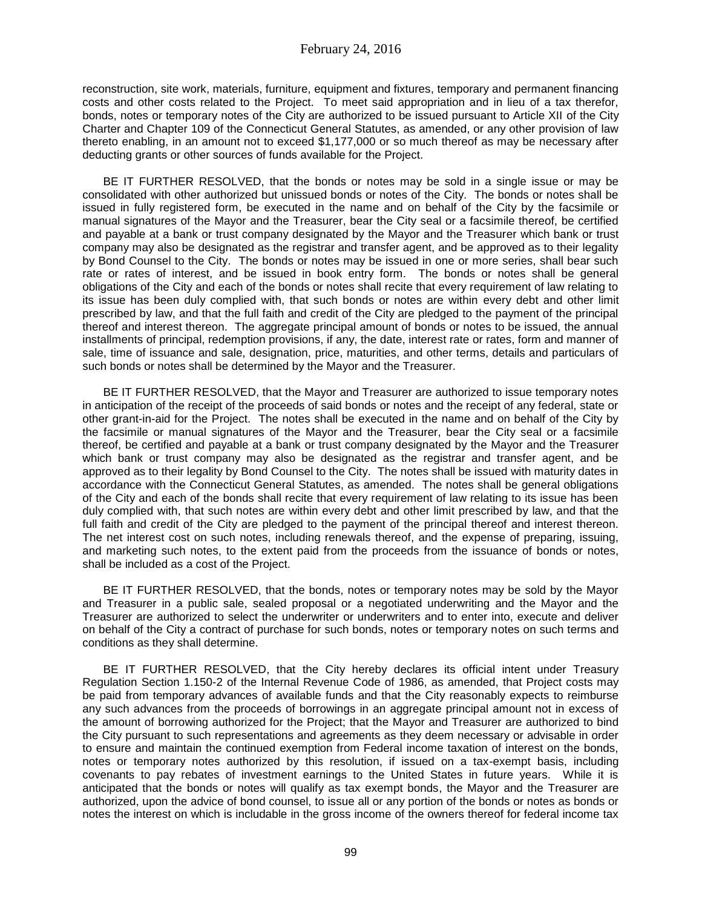reconstruction, site work, materials, furniture, equipment and fixtures, temporary and permanent financing costs and other costs related to the Project. To meet said appropriation and in lieu of a tax therefor, bonds, notes or temporary notes of the City are authorized to be issued pursuant to Article XII of the City Charter and Chapter 109 of the Connecticut General Statutes, as amended, or any other provision of law thereto enabling, in an amount not to exceed $1,177,000 or so much thereof as may be necessary after deducting grants or other sources of funds available for the Project.

BE IT FURTHER RESOLVED, that the bonds or notes may be sold in a single issue or may be consolidated with other authorized but unissued bonds or notes of the City. The bonds or notes shall be issued in fully registered form, be executed in the name and on behalf of the City by the facsimile or manual signatures of the Mayor and the Treasurer, bear the City seal or a facsimile thereof, be certified and payable at a bank or trust company designated by the Mayor and the Treasurer which bank or trust company may also be designated as the registrar and transfer agent, and be approved as to their legality by Bond Counsel to the City. The bonds or notes may be issued in one or more series, shall bear such rate or rates of interest, and be issued in book entry form. The bonds or notes shall be general obligations of the City and each of the bonds or notes shall recite that every requirement of law relating to its issue has been duly complied with, that such bonds or notes are within every debt and other limit prescribed by law, and that the full faith and credit of the City are pledged to the payment of the principal thereof and interest thereon. The aggregate principal amount of bonds or notes to be issued, the annual installments of principal, redemption provisions, if any, the date, interest rate or rates, form and manner of sale, time of issuance and sale, designation, price, maturities, and other terms, details and particulars of such bonds or notes shall be determined by the Mayor and the Treasurer.

BE IT FURTHER RESOLVED, that the Mayor and Treasurer are authorized to issue temporary notes in anticipation of the receipt of the proceeds of said bonds or notes and the receipt of any federal, state or other grant-in-aid for the Project. The notes shall be executed in the name and on behalf of the City by the facsimile or manual signatures of the Mayor and the Treasurer, bear the City seal or a facsimile thereof, be certified and payable at a bank or trust company designated by the Mayor and the Treasurer which bank or trust company may also be designated as the registrar and transfer agent, and be approved as to their legality by Bond Counsel to the City. The notes shall be issued with maturity dates in accordance with the Connecticut General Statutes, as amended. The notes shall be general obligations of the City and each of the bonds shall recite that every requirement of law relating to its issue has been duly complied with, that such notes are within every debt and other limit prescribed by law, and that the full faith and credit of the City are pledged to the payment of the principal thereof and interest thereon. The net interest cost on such notes, including renewals thereof, and the expense of preparing, issuing, and marketing such notes, to the extent paid from the proceeds from the issuance of bonds or notes, shall be included as a cost of the Project.

BE IT FURTHER RESOLVED, that the bonds, notes or temporary notes may be sold by the Mayor and Treasurer in a public sale, sealed proposal or a negotiated underwriting and the Mayor and the Treasurer are authorized to select the underwriter or underwriters and to enter into, execute and deliver on behalf of the City a contract of purchase for such bonds, notes or temporary notes on such terms and conditions as they shall determine.

BE IT FURTHER RESOLVED, that the City hereby declares its official intent under Treasury Regulation Section 1.150-2 of the Internal Revenue Code of 1986, as amended, that Project costs may be paid from temporary advances of available funds and that the City reasonably expects to reimburse any such advances from the proceeds of borrowings in an aggregate principal amount not in excess of the amount of borrowing authorized for the Project; that the Mayor and Treasurer are authorized to bind the City pursuant to such representations and agreements as they deem necessary or advisable in order to ensure and maintain the continued exemption from Federal income taxation of interest on the bonds, notes or temporary notes authorized by this resolution, if issued on a tax-exempt basis, including covenants to pay rebates of investment earnings to the United States in future years. While it is anticipated that the bonds or notes will qualify as tax exempt bonds, the Mayor and the Treasurer are authorized, upon the advice of bond counsel, to issue all or any portion of the bonds or notes as bonds or notes the interest on which is includable in the gross income of the owners thereof for federal income tax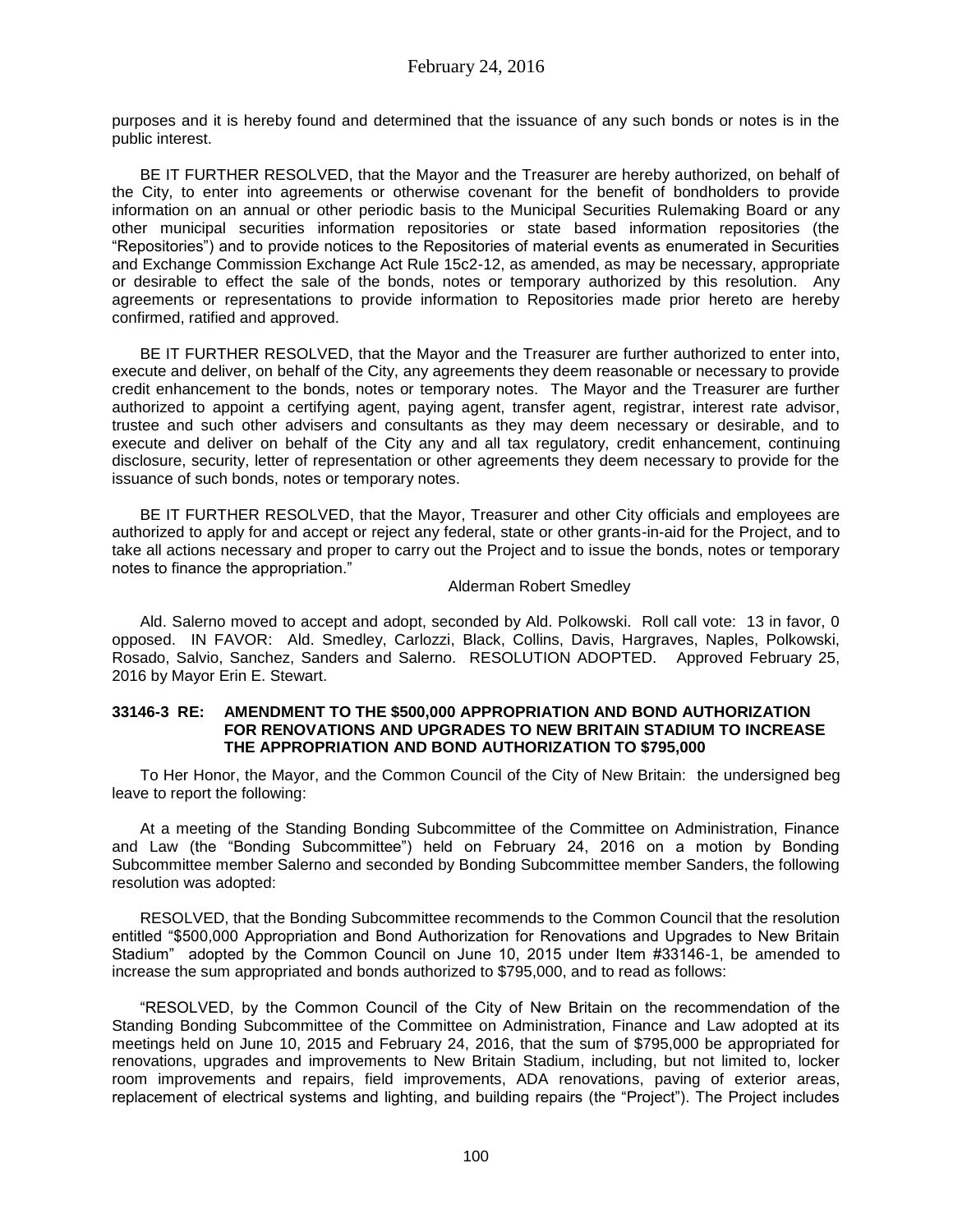purposes and it is hereby found and determined that the issuance of any such bonds or notes is in the public interest.

BE IT FURTHER RESOLVED, that the Mayor and the Treasurer are hereby authorized, on behalf of the City, to enter into agreements or otherwise covenant for the benefit of bondholders to provide information on an annual or other periodic basis to the Municipal Securities Rulemaking Board or any other municipal securities information repositories or state based information repositories (the "Repositories") and to provide notices to the Repositories of material events as enumerated in Securities and Exchange Commission Exchange Act Rule 15c2-12, as amended, as may be necessary, appropriate or desirable to effect the sale of the bonds, notes or temporary authorized by this resolution. Any agreements or representations to provide information to Repositories made prior hereto are hereby confirmed, ratified and approved.

BE IT FURTHER RESOLVED, that the Mayor and the Treasurer are further authorized to enter into, execute and deliver, on behalf of the City, any agreements they deem reasonable or necessary to provide credit enhancement to the bonds, notes or temporary notes. The Mayor and the Treasurer are further authorized to appoint a certifying agent, paying agent, transfer agent, registrar, interest rate advisor, trustee and such other advisers and consultants as they may deem necessary or desirable, and to execute and deliver on behalf of the City any and all tax regulatory, credit enhancement, continuing disclosure, security, letter of representation or other agreements they deem necessary to provide for the issuance of such bonds, notes or temporary notes.

BE IT FURTHER RESOLVED, that the Mayor, Treasurer and other City officials and employees are authorized to apply for and accept or reject any federal, state or other grants-in-aid for the Project, and to take all actions necessary and proper to carry out the Project and to issue the bonds, notes or temporary notes to finance the appropriation."

Alderman Robert Smedley

Ald. Salerno moved to accept and adopt, seconded by Ald. Polkowski. Roll call vote: 13 in favor, 0 opposed. IN FAVOR: Ald. Smedley, Carlozzi, Black, Collins, Davis, Hargraves, Naples, Polkowski, Rosado, Salvio, Sanchez, Sanders and Salerno. RESOLUTION ADOPTED. Approved February 25, 2016 by Mayor Erin E. Stewart.

**33146-3 RE: AMENDMENT TO THE $500,000 APPROPRIATION AND BOND AUTHORIZATION FOR RENOVATIONS AND UPGRADES TO NEW BRITAIN STADIUM TO INCREASE THE APPROPRIATION AND BOND AUTHORIZATION TO $795,000**

To Her Honor, the Mayor, and the Common Council of the City of New Britain: the undersigned beg leave to report the following:

At a meeting of the Standing Bonding Subcommittee of the Committee on Administration, Finance and Law (the "Bonding Subcommittee") held on February 24, 2016 on a motion by Bonding Subcommittee member Salerno and seconded by Bonding Subcommittee member Sanders, the following resolution was adopted:

RESOLVED, that the Bonding Subcommittee recommends to the Common Council that the resolution entitled "$500,000 Appropriation and Bond Authorization for Renovations and Upgrades to New Britain Stadium" adopted by the Common Council on June 10, 2015 under Item #33146-1, be amended to increase the sum appropriated and bonds authorized to $795,000, and to read as follows:

"RESOLVED, by the Common Council of the City of New Britain on the recommendation of the Standing Bonding Subcommittee of the Committee on Administration, Finance and Law adopted at its meetings held on June 10, 2015 and February 24, 2016, that the sum of $795,000 be appropriated for renovations, upgrades and improvements to New Britain Stadium, including, but not limited to, locker room improvements and repairs, field improvements, ADA renovations, paving of exterior areas, replacement of electrical systems and lighting, and building repairs (the "Project"). The Project includes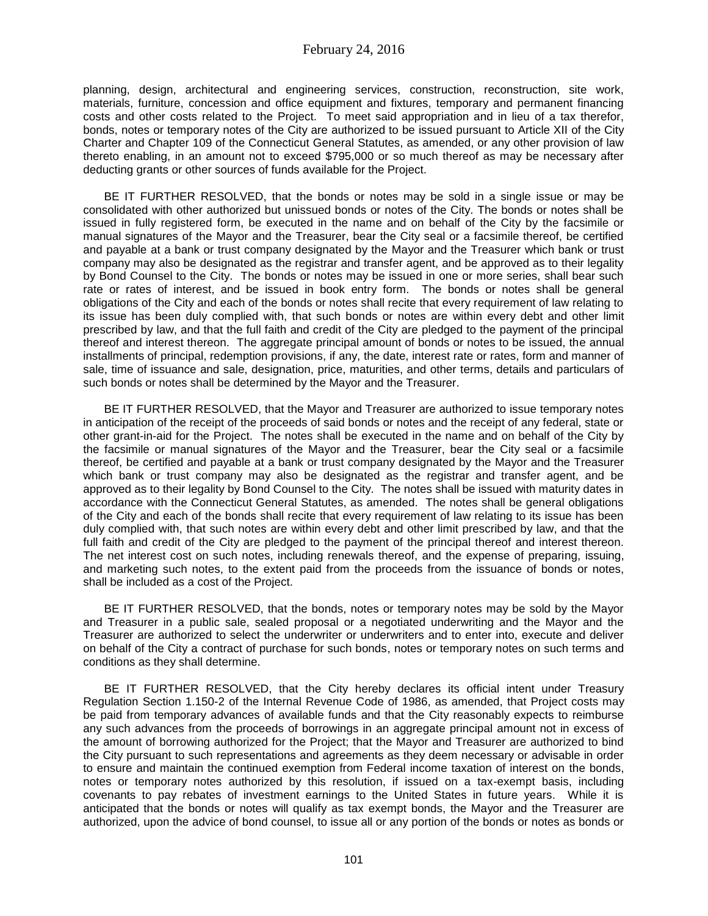planning, design, architectural and engineering services, construction, reconstruction, site work, materials, furniture, concession and office equipment and fixtures, temporary and permanent financing costs and other costs related to the Project. To meet said appropriation and in lieu of a tax therefor, bonds, notes or temporary notes of the City are authorized to be issued pursuant to Article XII of the City Charter and Chapter 109 of the Connecticut General Statutes, as amended, or any other provision of law thereto enabling, in an amount not to exceed $795,000 or so much thereof as may be necessary after deducting grants or other sources of funds available for the Project.

BE IT FURTHER RESOLVED, that the bonds or notes may be sold in a single issue or may be consolidated with other authorized but unissued bonds or notes of the City. The bonds or notes shall be issued in fully registered form, be executed in the name and on behalf of the City by the facsimile or manual signatures of the Mayor and the Treasurer, bear the City seal or a facsimile thereof, be certified and payable at a bank or trust company designated by the Mayor and the Treasurer which bank or trust company may also be designated as the registrar and transfer agent, and be approved as to their legality by Bond Counsel to the City. The bonds or notes may be issued in one or more series, shall bear such rate or rates of interest, and be issued in book entry form. The bonds or notes shall be general obligations of the City and each of the bonds or notes shall recite that every requirement of law relating to its issue has been duly complied with, that such bonds or notes are within every debt and other limit prescribed by law, and that the full faith and credit of the City are pledged to the payment of the principal thereof and interest thereon. The aggregate principal amount of bonds or notes to be issued, the annual installments of principal, redemption provisions, if any, the date, interest rate or rates, form and manner of sale, time of issuance and sale, designation, price, maturities, and other terms, details and particulars of such bonds or notes shall be determined by the Mayor and the Treasurer.

BE IT FURTHER RESOLVED, that the Mayor and Treasurer are authorized to issue temporary notes in anticipation of the receipt of the proceeds of said bonds or notes and the receipt of any federal, state or other grant-in-aid for the Project. The notes shall be executed in the name and on behalf of the City by the facsimile or manual signatures of the Mayor and the Treasurer, bear the City seal or a facsimile thereof, be certified and payable at a bank or trust company designated by the Mayor and the Treasurer which bank or trust company may also be designated as the registrar and transfer agent, and be approved as to their legality by Bond Counsel to the City. The notes shall be issued with maturity dates in accordance with the Connecticut General Statutes, as amended. The notes shall be general obligations of the City and each of the bonds shall recite that every requirement of law relating to its issue has been duly complied with, that such notes are within every debt and other limit prescribed by law, and that the full faith and credit of the City are pledged to the payment of the principal thereof and interest thereon. The net interest cost on such notes, including renewals thereof, and the expense of preparing, issuing, and marketing such notes, to the extent paid from the proceeds from the issuance of bonds or notes, shall be included as a cost of the Project.

BE IT FURTHER RESOLVED, that the bonds, notes or temporary notes may be sold by the Mayor and Treasurer in a public sale, sealed proposal or a negotiated underwriting and the Mayor and the Treasurer are authorized to select the underwriter or underwriters and to enter into, execute and deliver on behalf of the City a contract of purchase for such bonds, notes or temporary notes on such terms and conditions as they shall determine.

BE IT FURTHER RESOLVED, that the City hereby declares its official intent under Treasury Regulation Section 1.150-2 of the Internal Revenue Code of 1986, as amended, that Project costs may be paid from temporary advances of available funds and that the City reasonably expects to reimburse any such advances from the proceeds of borrowings in an aggregate principal amount not in excess of the amount of borrowing authorized for the Project; that the Mayor and Treasurer are authorized to bind the City pursuant to such representations and agreements as they deem necessary or advisable in order to ensure and maintain the continued exemption from Federal income taxation of interest on the bonds, notes or temporary notes authorized by this resolution, if issued on a tax-exempt basis, including covenants to pay rebates of investment earnings to the United States in future years. While it is anticipated that the bonds or notes will qualify as tax exempt bonds, the Mayor and the Treasurer are authorized, upon the advice of bond counsel, to issue all or any portion of the bonds or notes as bonds or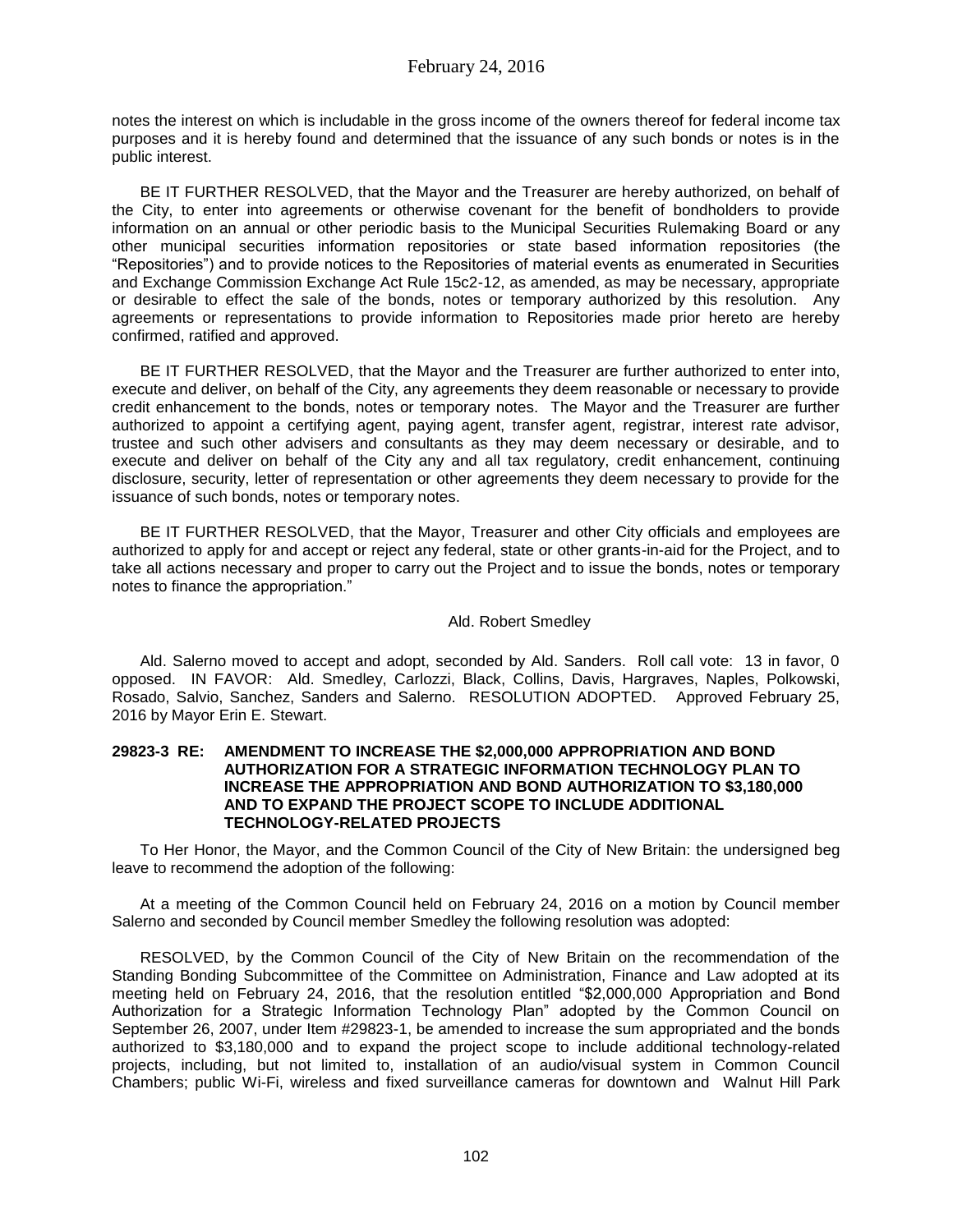notes the interest on which is includable in the gross income of the owners thereof for federal income tax purposes and it is hereby found and determined that the issuance of any such bonds or notes is in the public interest.

BE IT FURTHER RESOLVED, that the Mayor and the Treasurer are hereby authorized, on behalf of the City, to enter into agreements or otherwise covenant for the benefit of bondholders to provide information on an annual or other periodic basis to the Municipal Securities Rulemaking Board or any other municipal securities information repositories or state based information repositories (the "Repositories") and to provide notices to the Repositories of material events as enumerated in Securities and Exchange Commission Exchange Act Rule 15c2-12, as amended, as may be necessary, appropriate or desirable to effect the sale of the bonds, notes or temporary authorized by this resolution. Any agreements or representations to provide information to Repositories made prior hereto are hereby confirmed, ratified and approved.

BE IT FURTHER RESOLVED, that the Mayor and the Treasurer are further authorized to enter into, execute and deliver, on behalf of the City, any agreements they deem reasonable or necessary to provide credit enhancement to the bonds, notes or temporary notes. The Mayor and the Treasurer are further authorized to appoint a certifying agent, paying agent, transfer agent, registrar, interest rate advisor, trustee and such other advisers and consultants as they may deem necessary or desirable, and to execute and deliver on behalf of the City any and all tax regulatory, credit enhancement, continuing disclosure, security, letter of representation or other agreements they deem necessary to provide for the issuance of such bonds, notes or temporary notes.

BE IT FURTHER RESOLVED, that the Mayor, Treasurer and other City officials and employees are authorized to apply for and accept or reject any federal, state or other grants-in-aid for the Project, and to take all actions necessary and proper to carry out the Project and to issue the bonds, notes or temporary notes to finance the appropriation."

Ald. Robert Smedley

Ald. Salerno moved to accept and adopt, seconded by Ald. Sanders. Roll call vote: 13 in favor, 0 opposed. IN FAVOR: Ald. Smedley, Carlozzi, Black, Collins, Davis, Hargraves, Naples, Polkowski, Rosado, Salvio, Sanchez, Sanders and Salerno. RESOLUTION ADOPTED. Approved February 25, 2016 by Mayor Erin E. Stewart.

**29823-3 RE: AMENDMENT TO INCREASE THE $2,000,000 APPROPRIATION AND BOND AUTHORIZATION FOR A STRATEGIC INFORMATION TECHNOLOGY PLAN TO INCREASE THE APPROPRIATION AND BOND AUTHORIZATION TO $3,180,000 AND TO EXPAND THE PROJECT SCOPE TO INCLUDE ADDITIONAL TECHNOLOGY-RELATED PROJECTS**

To Her Honor, the Mayor, and the Common Council of the City of New Britain: the undersigned beg leave to recommend the adoption of the following:

At a meeting of the Common Council held on February 24, 2016 on a motion by Council member Salerno and seconded by Council member Smedley the following resolution was adopted:

RESOLVED, by the Common Council of the City of New Britain on the recommendation of the Standing Bonding Subcommittee of the Committee on Administration, Finance and Law adopted at its meeting held on February 24, 2016, that the resolution entitled "$2,000,000 Appropriation and Bond Authorization for a Strategic Information Technology Plan" adopted by the Common Council on September 26, 2007, under Item #29823-1, be amended to increase the sum appropriated and the bonds authorized to $3,180,000 and to expand the project scope to include additional technology-related projects, including, but not limited to, installation of an audio/visual system in Common Council Chambers; public Wi-Fi, wireless and fixed surveillance cameras for downtown and Walnut Hill Park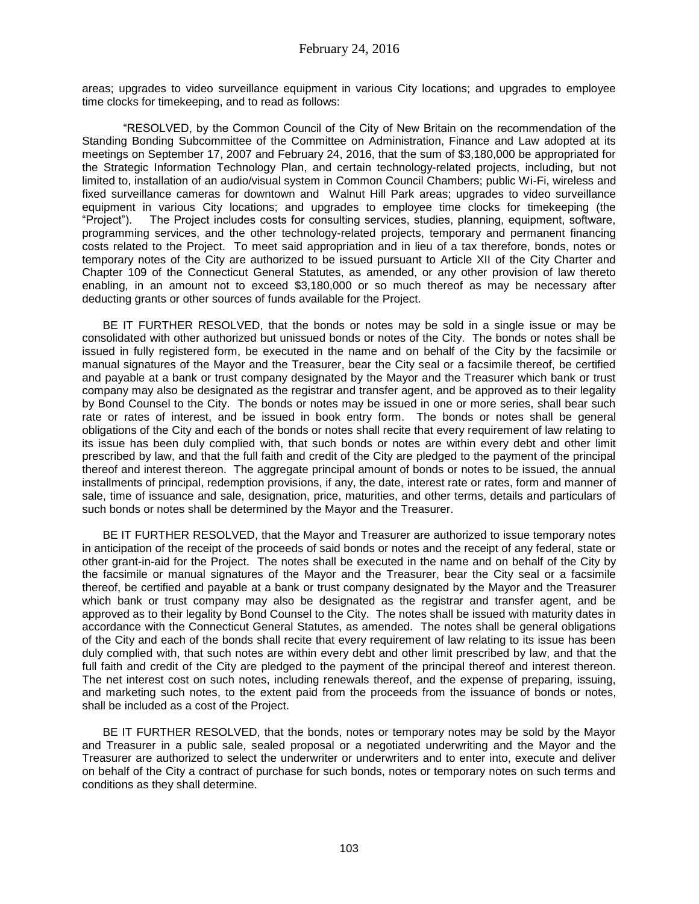areas; upgrades to video surveillance equipment in various City locations; and upgrades to employee time clocks for timekeeping, and to read as follows:

"RESOLVED, by the Common Council of the City of New Britain on the recommendation of the Standing Bonding Subcommittee of the Committee on Administration, Finance and Law adopted at its meetings on September 17, 2007 and February 24, 2016, that the sum of $3,180,000 be appropriated for the Strategic Information Technology Plan, and certain technology-related projects, including, but not limited to, installation of an audio/visual system in Common Council Chambers; public Wi-Fi, wireless and fixed surveillance cameras for downtown and Walnut Hill Park areas; upgrades to video surveillance equipment in various City locations; and upgrades to employee time clocks for timekeeping (the "Project"). The Project includes costs for consulting services, studies, planning, equipment, software, programming services, and the other technology-related projects, temporary and permanent financing costs related to the Project. To meet said appropriation and in lieu of a tax therefore, bonds, notes or temporary notes of the City are authorized to be issued pursuant to Article XII of the City Charter and Chapter 109 of the Connecticut General Statutes, as amended, or any other provision of law thereto enabling, in an amount not to exceed $3,180,000 or so much thereof as may be necessary after deducting grants or other sources of funds available for the Project.

BE IT FURTHER RESOLVED, that the bonds or notes may be sold in a single issue or may be consolidated with other authorized but unissued bonds or notes of the City. The bonds or notes shall be issued in fully registered form, be executed in the name and on behalf of the City by the facsimile or manual signatures of the Mayor and the Treasurer, bear the City seal or a facsimile thereof, be certified and payable at a bank or trust company designated by the Mayor and the Treasurer which bank or trust company may also be designated as the registrar and transfer agent, and be approved as to their legality by Bond Counsel to the City. The bonds or notes may be issued in one or more series, shall bear such rate or rates of interest, and be issued in book entry form. The bonds or notes shall be general obligations of the City and each of the bonds or notes shall recite that every requirement of law relating to its issue has been duly complied with, that such bonds or notes are within every debt and other limit prescribed by law, and that the full faith and credit of the City are pledged to the payment of the principal thereof and interest thereon. The aggregate principal amount of bonds or notes to be issued, the annual installments of principal, redemption provisions, if any, the date, interest rate or rates, form and manner of sale, time of issuance and sale, designation, price, maturities, and other terms, details and particulars of such bonds or notes shall be determined by the Mayor and the Treasurer.

BE IT FURTHER RESOLVED, that the Mayor and Treasurer are authorized to issue temporary notes in anticipation of the receipt of the proceeds of said bonds or notes and the receipt of any federal, state or other grant-in-aid for the Project. The notes shall be executed in the name and on behalf of the City by the facsimile or manual signatures of the Mayor and the Treasurer, bear the City seal or a facsimile thereof, be certified and payable at a bank or trust company designated by the Mayor and the Treasurer which bank or trust company may also be designated as the registrar and transfer agent, and be approved as to their legality by Bond Counsel to the City. The notes shall be issued with maturity dates in accordance with the Connecticut General Statutes, as amended. The notes shall be general obligations of the City and each of the bonds shall recite that every requirement of law relating to its issue has been duly complied with, that such notes are within every debt and other limit prescribed by law, and that the full faith and credit of the City are pledged to the payment of the principal thereof and interest thereon. The net interest cost on such notes, including renewals thereof, and the expense of preparing, issuing, and marketing such notes, to the extent paid from the proceeds from the issuance of bonds or notes, shall be included as a cost of the Project.

BE IT FURTHER RESOLVED, that the bonds, notes or temporary notes may be sold by the Mayor and Treasurer in a public sale, sealed proposal or a negotiated underwriting and the Mayor and the Treasurer are authorized to select the underwriter or underwriters and to enter into, execute and deliver on behalf of the City a contract of purchase for such bonds, notes or temporary notes on such terms and conditions as they shall determine.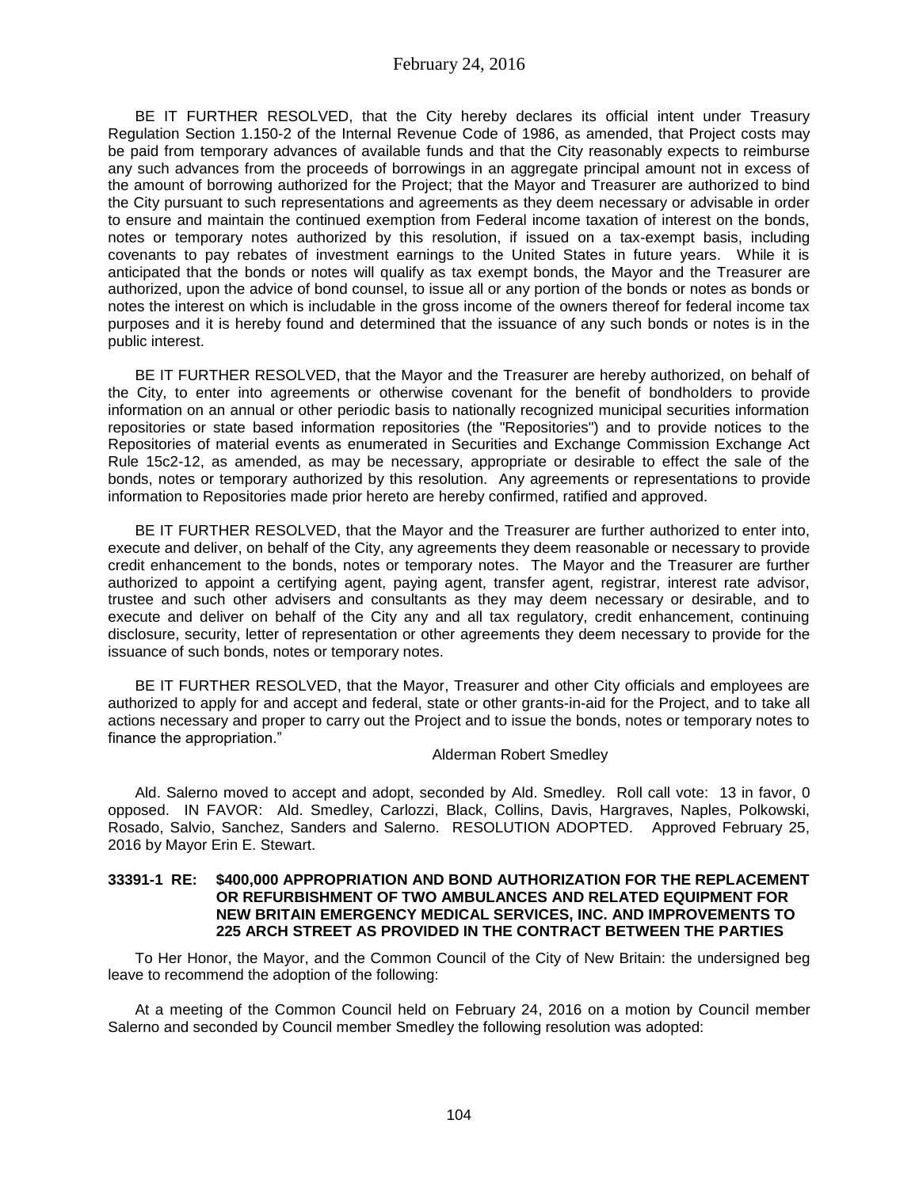BE IT FURTHER RESOLVED, that the City hereby declares its official intent under Treasury Regulation Section 1.150-2 of the Internal Revenue Code of 1986, as amended, that Project costs may be paid from temporary advances of available funds and that the City reasonably expects to reimburse any such advances from the proceeds of borrowings in an aggregate principal amount not in excess of the amount of borrowing authorized for the Project; that the Mayor and Treasurer are authorized to bind the City pursuant to such representations and agreements as they deem necessary or advisable in order to ensure and maintain the continued exemption from Federal income taxation of interest on the bonds, notes or temporary notes authorized by this resolution, if issued on a tax-exempt basis, including covenants to pay rebates of investment earnings to the United States in future years. While it is anticipated that the bonds or notes will qualify as tax exempt bonds, the Mayor and the Treasurer are authorized, upon the advice of bond counsel, to issue all or any portion of the bonds or notes as bonds or notes the interest on which is includable in the gross income of the owners thereof for federal income tax purposes and it is hereby found and determined that the issuance of any such bonds or notes is in the public interest.

BE IT FURTHER RESOLVED, that the Mayor and the Treasurer are hereby authorized, on behalf of the City, to enter into agreements or otherwise covenant for the benefit of bondholders to provide information on an annual or other periodic basis to nationally recognized municipal securities information repositories or state based information repositories (the "Repositories") and to provide notices to the Repositories of material events as enumerated in Securities and Exchange Commission Exchange Act Rule 15c2-12, as amended, as may be necessary, appropriate or desirable to effect the sale of the bonds, notes or temporary authorized by this resolution. Any agreements or representations to provide information to Repositories made prior hereto are hereby confirmed, ratified and approved.

BE IT FURTHER RESOLVED, that the Mayor and the Treasurer are further authorized to enter into, execute and deliver, on behalf of the City, any agreements they deem reasonable or necessary to provide credit enhancement to the bonds, notes or temporary notes. The Mayor and the Treasurer are further authorized to appoint a certifying agent, paying agent, transfer agent, registrar, interest rate advisor, trustee and such other advisers and consultants as they may deem necessary or desirable, and to execute and deliver on behalf of the City any and all tax regulatory, credit enhancement, continuing disclosure, security, letter of representation or other agreements they deem necessary to provide for the issuance of such bonds, notes or temporary notes.

BE IT FURTHER RESOLVED, that the Mayor, Treasurer and other City officials and employees are authorized to apply for and accept and federal, state or other grants-in-aid for the Project, and to take all actions necessary and proper to carry out the Project and to issue the bonds, notes or temporary notes to finance the appropriation."

Alderman Robert Smedley

Ald. Salerno moved to accept and adopt, seconded by Ald. Smedley. Roll call vote: 13 in favor, 0 opposed. IN FAVOR: Ald. Smedley, Carlozzi, Black, Collins, Davis, Hargraves, Naples, Polkowski, Rosado, Salvio, Sanchez, Sanders and Salerno. RESOLUTION ADOPTED. Approved February 25, 2016 by Mayor Erin E. Stewart.

**33391-1 RE: $400,000 APPROPRIATION AND BOND AUTHORIZATION FOR THE REPLACEMENT OR REFURBISHMENT OF TWO AMBULANCES AND RELATED EQUIPMENT FOR NEW BRITAIN EMERGENCY MEDICAL SERVICES, INC. AND IMPROVEMENTS TO 225 ARCH STREET AS PROVIDED IN THE CONTRACT BETWEEN THE PARTIES**

To Her Honor, the Mayor, and the Common Council of the City of New Britain: the undersigned beg leave to recommend the adoption of the following:

At a meeting of the Common Council held on February 24, 2016 on a motion by Council member Salerno and seconded by Council member Smedley the following resolution was adopted: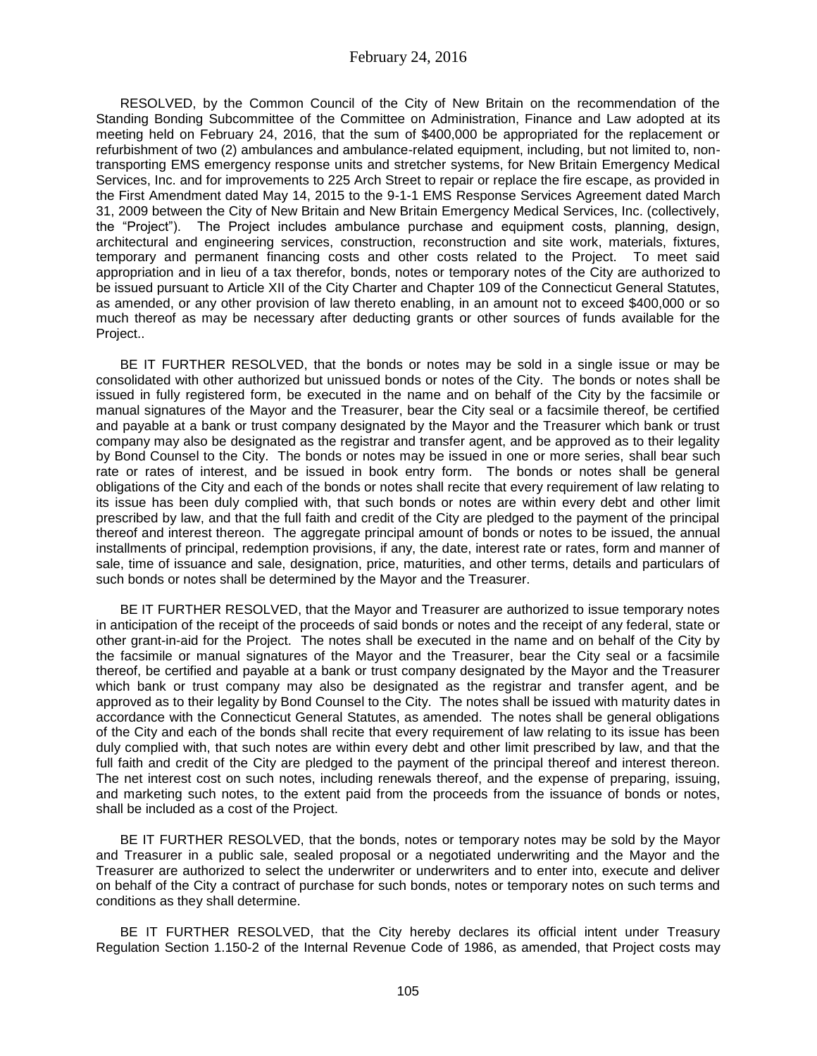RESOLVED, by the Common Council of the City of New Britain on the recommendation of the Standing Bonding Subcommittee of the Committee on Administration, Finance and Law adopted at its meeting held on February 24, 2016, that the sum of $400,000 be appropriated for the replacement or refurbishment of two (2) ambulances and ambulance-related equipment, including, but not limited to, non-transporting EMS emergency response units and stretcher systems, for New Britain Emergency Medical Services, Inc. and for improvements to 225 Arch Street to repair or replace the fire escape, as provided in the First Amendment dated May 14, 2015 to the 9-1-1 EMS Response Services Agreement dated March 31, 2009 between the City of New Britain and New Britain Emergency Medical Services, Inc. (collectively, the "Project"). The Project includes ambulance purchase and equipment costs, planning, design, architectural and engineering services, construction, reconstruction and site work, materials, fixtures, temporary and permanent financing costs and other costs related to the Project. To meet said appropriation and in lieu of a tax therefor, bonds, notes or temporary notes of the City are authorized to be issued pursuant to Article XII of the City Charter and Chapter 109 of the Connecticut General Statutes, as amended, or any other provision of law thereto enabling, in an amount not to exceed $400,000 or so much thereof as may be necessary after deducting grants or other sources of funds available for the Project..

BE IT FURTHER RESOLVED, that the bonds or notes may be sold in a single issue or may be consolidated with other authorized but unissued bonds or notes of the City. The bonds or notes shall be issued in fully registered form, be executed in the name and on behalf of the City by the facsimile or manual signatures of the Mayor and the Treasurer, bear the City seal or a facsimile thereof, be certified and payable at a bank or trust company designated by the Mayor and the Treasurer which bank or trust company may also be designated as the registrar and transfer agent, and be approved as to their legality by Bond Counsel to the City. The bonds or notes may be issued in one or more series, shall bear such rate or rates of interest, and be issued in book entry form. The bonds or notes shall be general obligations of the City and each of the bonds or notes shall recite that every requirement of law relating to its issue has been duly complied with, that such bonds or notes are within every debt and other limit prescribed by law, and that the full faith and credit of the City are pledged to the payment of the principal thereof and interest thereon. The aggregate principal amount of bonds or notes to be issued, the annual installments of principal, redemption provisions, if any, the date, interest rate or rates, form and manner of sale, time of issuance and sale, designation, price, maturities, and other terms, details and particulars of such bonds or notes shall be determined by the Mayor and the Treasurer.

BE IT FURTHER RESOLVED, that the Mayor and Treasurer are authorized to issue temporary notes in anticipation of the receipt of the proceeds of said bonds or notes and the receipt of any federal, state or other grant-in-aid for the Project. The notes shall be executed in the name and on behalf of the City by the facsimile or manual signatures of the Mayor and the Treasurer, bear the City seal or a facsimile thereof, be certified and payable at a bank or trust company designated by the Mayor and the Treasurer which bank or trust company may also be designated as the registrar and transfer agent, and be approved as to their legality by Bond Counsel to the City. The notes shall be issued with maturity dates in accordance with the Connecticut General Statutes, as amended. The notes shall be general obligations of the City and each of the bonds shall recite that every requirement of law relating to its issue has been duly complied with, that such notes are within every debt and other limit prescribed by law, and that the full faith and credit of the City are pledged to the payment of the principal thereof and interest thereon. The net interest cost on such notes, including renewals thereof, and the expense of preparing, issuing, and marketing such notes, to the extent paid from the proceeds from the issuance of bonds or notes, shall be included as a cost of the Project.

BE IT FURTHER RESOLVED, that the bonds, notes or temporary notes may be sold by the Mayor and Treasurer in a public sale, sealed proposal or a negotiated underwriting and the Mayor and the Treasurer are authorized to select the underwriter or underwriters and to enter into, execute and deliver on behalf of the City a contract of purchase for such bonds, notes or temporary notes on such terms and conditions as they shall determine.

BE IT FURTHER RESOLVED, that the City hereby declares its official intent under Treasury Regulation Section 1.150-2 of the Internal Revenue Code of 1986, as amended, that Project costs may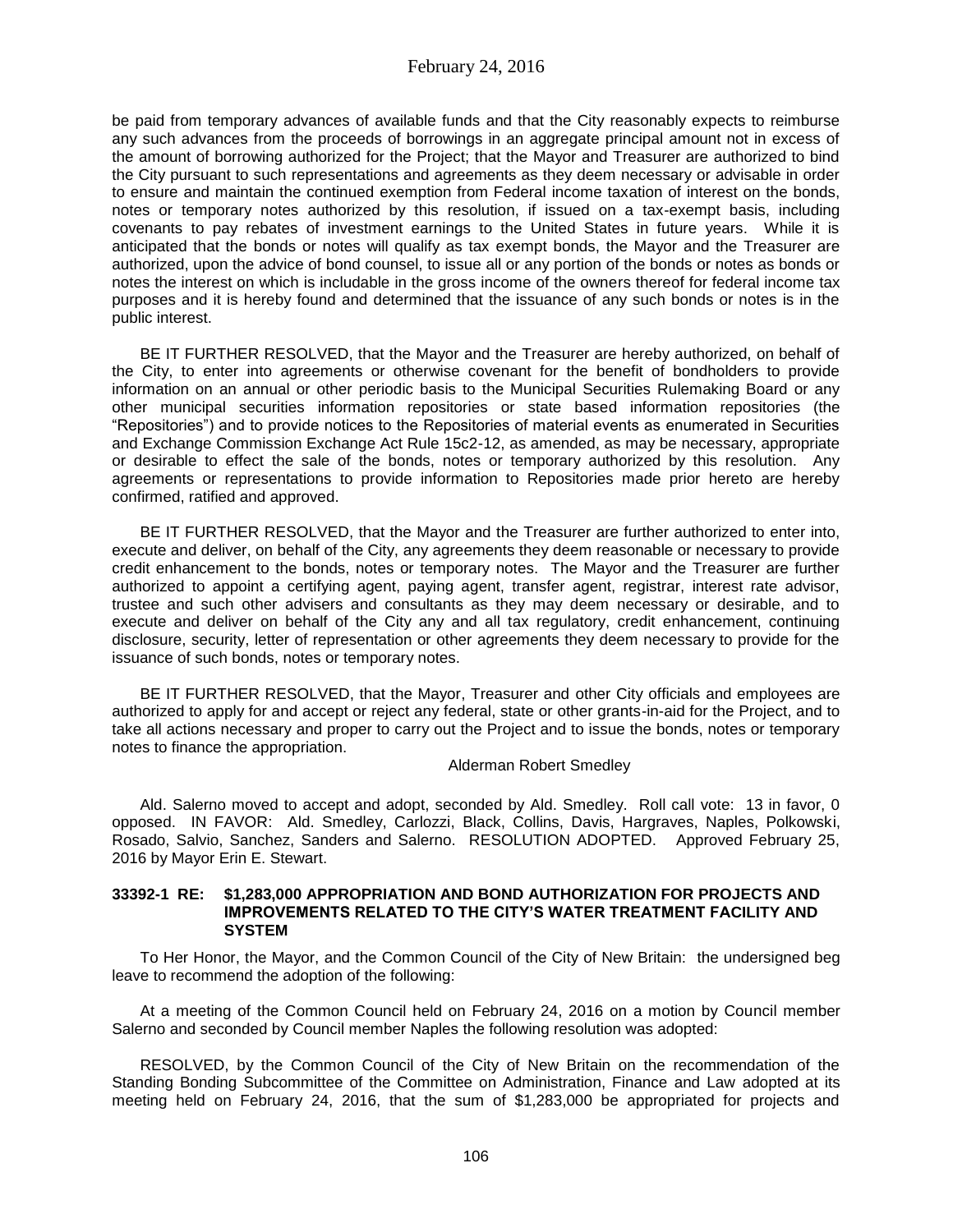be paid from temporary advances of available funds and that the City reasonably expects to reimburse any such advances from the proceeds of borrowings in an aggregate principal amount not in excess of the amount of borrowing authorized for the Project; that the Mayor and Treasurer are authorized to bind the City pursuant to such representations and agreements as they deem necessary or advisable in order to ensure and maintain the continued exemption from Federal income taxation of interest on the bonds, notes or temporary notes authorized by this resolution, if issued on a tax-exempt basis, including covenants to pay rebates of investment earnings to the United States in future years. While it is anticipated that the bonds or notes will qualify as tax exempt bonds, the Mayor and the Treasurer are authorized, upon the advice of bond counsel, to issue all or any portion of the bonds or notes as bonds or notes the interest on which is includable in the gross income of the owners thereof for federal income tax purposes and it is hereby found and determined that the issuance of any such bonds or notes is in the public interest.

BE IT FURTHER RESOLVED, that the Mayor and the Treasurer are hereby authorized, on behalf of the City, to enter into agreements or otherwise covenant for the benefit of bondholders to provide information on an annual or other periodic basis to the Municipal Securities Rulemaking Board or any other municipal securities information repositories or state based information repositories (the "Repositories") and to provide notices to the Repositories of material events as enumerated in Securities and Exchange Commission Exchange Act Rule 15c2-12, as amended, as may be necessary, appropriate or desirable to effect the sale of the bonds, notes or temporary authorized by this resolution. Any agreements or representations to provide information to Repositories made prior hereto are hereby confirmed, ratified and approved.

BE IT FURTHER RESOLVED, that the Mayor and the Treasurer are further authorized to enter into, execute and deliver, on behalf of the City, any agreements they deem reasonable or necessary to provide credit enhancement to the bonds, notes or temporary notes. The Mayor and the Treasurer are further authorized to appoint a certifying agent, paying agent, transfer agent, registrar, interest rate advisor, trustee and such other advisers and consultants as they may deem necessary or desirable, and to execute and deliver on behalf of the City any and all tax regulatory, credit enhancement, continuing disclosure, security, letter of representation or other agreements they deem necessary to provide for the issuance of such bonds, notes or temporary notes.

BE IT FURTHER RESOLVED, that the Mayor, Treasurer and other City officials and employees are authorized to apply for and accept or reject any federal, state or other grants-in-aid for the Project, and to take all actions necessary and proper to carry out the Project and to issue the bonds, notes or temporary notes to finance the appropriation.

Alderman Robert Smedley

Ald. Salerno moved to accept and adopt, seconded by Ald. Smedley. Roll call vote: 13 in favor, 0 opposed. IN FAVOR: Ald. Smedley, Carlozzi, Black, Collins, Davis, Hargraves, Naples, Polkowski, Rosado, Salvio, Sanchez, Sanders and Salerno. RESOLUTION ADOPTED. Approved February 25, 2016 by Mayor Erin E. Stewart.

**33392-1 RE: $1,283,000 APPROPRIATION AND BOND AUTHORIZATION FOR PROJECTS AND IMPROVEMENTS RELATED TO THE CITY'S WATER TREATMENT FACILITY AND SYSTEM**

To Her Honor, the Mayor, and the Common Council of the City of New Britain: the undersigned beg leave to recommend the adoption of the following:

At a meeting of the Common Council held on February 24, 2016 on a motion by Council member Salerno and seconded by Council member Naples the following resolution was adopted:

RESOLVED, by the Common Council of the City of New Britain on the recommendation of the Standing Bonding Subcommittee of the Committee on Administration, Finance and Law adopted at its meeting held on February 24, 2016, that the sum of $1,283,000 be appropriated for projects and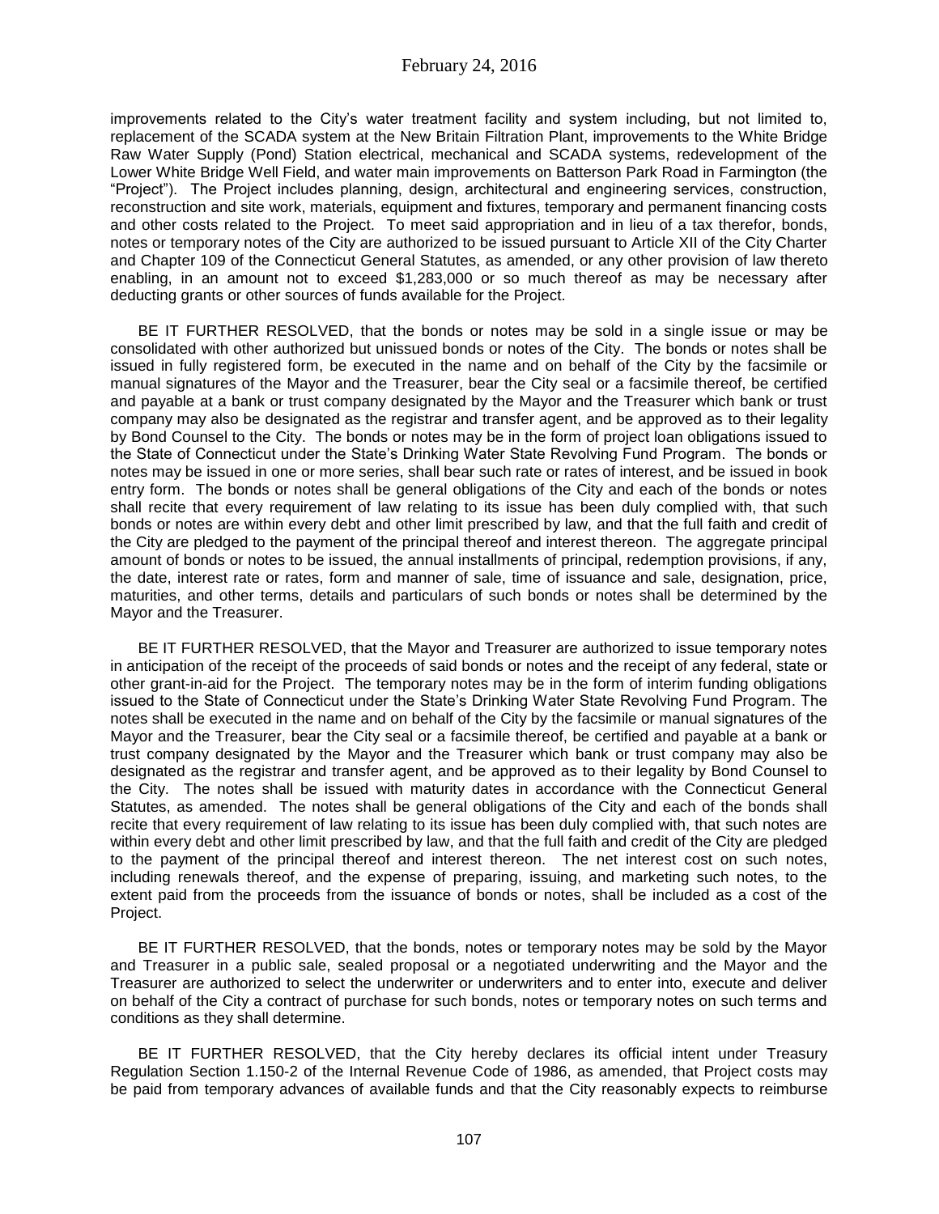improvements related to the City's water treatment facility and system including, but not limited to, replacement of the SCADA system at the New Britain Filtration Plant, improvements to the White Bridge Raw Water Supply (Pond) Station electrical, mechanical and SCADA systems, redevelopment of the Lower White Bridge Well Field, and water main improvements on Batterson Park Road in Farmington (the "Project"). The Project includes planning, design, architectural and engineering services, construction, reconstruction and site work, materials, equipment and fixtures, temporary and permanent financing costs and other costs related to the Project. To meet said appropriation and in lieu of a tax therefor, bonds, notes or temporary notes of the City are authorized to be issued pursuant to Article XII of the City Charter and Chapter 109 of the Connecticut General Statutes, as amended, or any other provision of law thereto enabling, in an amount not to exceed $1,283,000 or so much thereof as may be necessary after deducting grants or other sources of funds available for the Project.

BE IT FURTHER RESOLVED, that the bonds or notes may be sold in a single issue or may be consolidated with other authorized but unissued bonds or notes of the City. The bonds or notes shall be issued in fully registered form, be executed in the name and on behalf of the City by the facsimile or manual signatures of the Mayor and the Treasurer, bear the City seal or a facsimile thereof, be certified and payable at a bank or trust company designated by the Mayor and the Treasurer which bank or trust company may also be designated as the registrar and transfer agent, and be approved as to their legality by Bond Counsel to the City. The bonds or notes may be in the form of project loan obligations issued to the State of Connecticut under the State's Drinking Water State Revolving Fund Program. The bonds or notes may be issued in one or more series, shall bear such rate or rates of interest, and be issued in book entry form. The bonds or notes shall be general obligations of the City and each of the bonds or notes shall recite that every requirement of law relating to its issue has been duly complied with, that such bonds or notes are within every debt and other limit prescribed by law, and that the full faith and credit of the City are pledged to the payment of the principal thereof and interest thereon. The aggregate principal amount of bonds or notes to be issued, the annual installments of principal, redemption provisions, if any, the date, interest rate or rates, form and manner of sale, time of issuance and sale, designation, price, maturities, and other terms, details and particulars of such bonds or notes shall be determined by the Mayor and the Treasurer.

BE IT FURTHER RESOLVED, that the Mayor and Treasurer are authorized to issue temporary notes in anticipation of the receipt of the proceeds of said bonds or notes and the receipt of any federal, state or other grant-in-aid for the Project. The temporary notes may be in the form of interim funding obligations issued to the State of Connecticut under the State's Drinking Water State Revolving Fund Program. The notes shall be executed in the name and on behalf of the City by the facsimile or manual signatures of the Mayor and the Treasurer, bear the City seal or a facsimile thereof, be certified and payable at a bank or trust company designated by the Mayor and the Treasurer which bank or trust company may also be designated as the registrar and transfer agent, and be approved as to their legality by Bond Counsel to the City. The notes shall be issued with maturity dates in accordance with the Connecticut General Statutes, as amended. The notes shall be general obligations of the City and each of the bonds shall recite that every requirement of law relating to its issue has been duly complied with, that such notes are within every debt and other limit prescribed by law, and that the full faith and credit of the City are pledged to the payment of the principal thereof and interest thereon. The net interest cost on such notes, including renewals thereof, and the expense of preparing, issuing, and marketing such notes, to the extent paid from the proceeds from the issuance of bonds or notes, shall be included as a cost of the Project.

BE IT FURTHER RESOLVED, that the bonds, notes or temporary notes may be sold by the Mayor and Treasurer in a public sale, sealed proposal or a negotiated underwriting and the Mayor and the Treasurer are authorized to select the underwriter or underwriters and to enter into, execute and deliver on behalf of the City a contract of purchase for such bonds, notes or temporary notes on such terms and conditions as they shall determine.

BE IT FURTHER RESOLVED, that the City hereby declares its official intent under Treasury Regulation Section 1.150-2 of the Internal Revenue Code of 1986, as amended, that Project costs may be paid from temporary advances of available funds and that the City reasonably expects to reimburse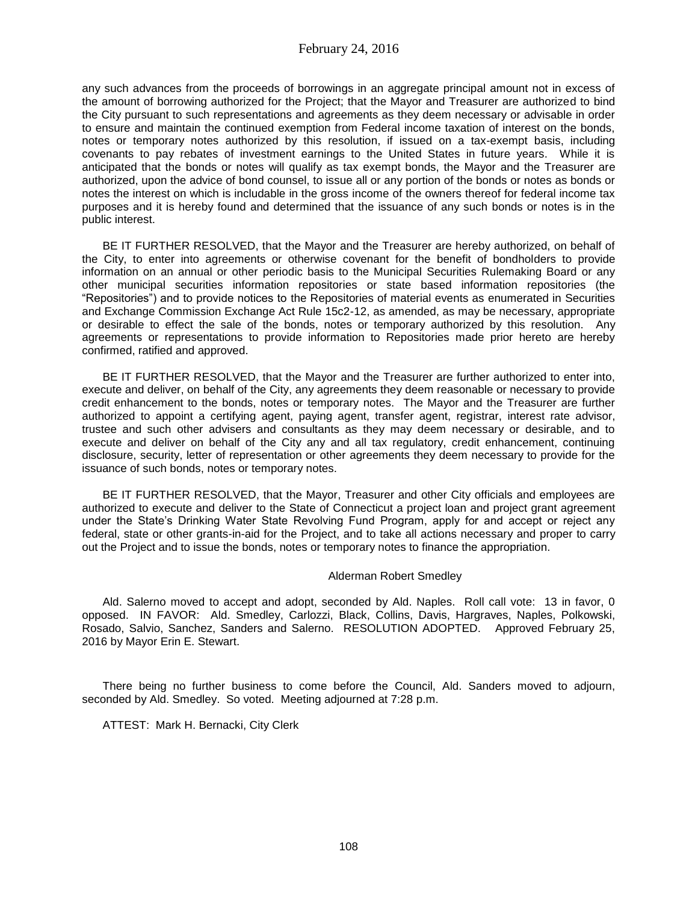any such advances from the proceeds of borrowings in an aggregate principal amount not in excess of the amount of borrowing authorized for the Project; that the Mayor and Treasurer are authorized to bind the City pursuant to such representations and agreements as they deem necessary or advisable in order to ensure and maintain the continued exemption from Federal income taxation of interest on the bonds, notes or temporary notes authorized by this resolution, if issued on a tax-exempt basis, including covenants to pay rebates of investment earnings to the United States in future years. While it is anticipated that the bonds or notes will qualify as tax exempt bonds, the Mayor and the Treasurer are authorized, upon the advice of bond counsel, to issue all or any portion of the bonds or notes as bonds or notes the interest on which is includable in the gross income of the owners thereof for federal income tax purposes and it is hereby found and determined that the issuance of any such bonds or notes is in the public interest.

BE IT FURTHER RESOLVED, that the Mayor and the Treasurer are hereby authorized, on behalf of the City, to enter into agreements or otherwise covenant for the benefit of bondholders to provide information on an annual or other periodic basis to the Municipal Securities Rulemaking Board or any other municipal securities information repositories or state based information repositories (the "Repositories") and to provide notices to the Repositories of material events as enumerated in Securities and Exchange Commission Exchange Act Rule 15c2-12, as amended, as may be necessary, appropriate or desirable to effect the sale of the bonds, notes or temporary authorized by this resolution. Any agreements or representations to provide information to Repositories made prior hereto are hereby confirmed, ratified and approved.

BE IT FURTHER RESOLVED, that the Mayor and the Treasurer are further authorized to enter into, execute and deliver, on behalf of the City, any agreements they deem reasonable or necessary to provide credit enhancement to the bonds, notes or temporary notes. The Mayor and the Treasurer are further authorized to appoint a certifying agent, paying agent, transfer agent, registrar, interest rate advisor, trustee and such other advisers and consultants as they may deem necessary or desirable, and to execute and deliver on behalf of the City any and all tax regulatory, credit enhancement, continuing disclosure, security, letter of representation or other agreements they deem necessary to provide for the issuance of such bonds, notes or temporary notes.

BE IT FURTHER RESOLVED, that the Mayor, Treasurer and other City officials and employees are authorized to execute and deliver to the State of Connecticut a project loan and project grant agreement under the State's Drinking Water State Revolving Fund Program, apply for and accept or reject any federal, state or other grants-in-aid for the Project, and to take all actions necessary and proper to carry out the Project and to issue the bonds, notes or temporary notes to finance the appropriation.

Alderman Robert Smedley

Ald. Salerno moved to accept and adopt, seconded by Ald. Naples. Roll call vote: 13 in favor, 0 opposed. IN FAVOR: Ald. Smedley, Carlozzi, Black, Collins, Davis, Hargraves, Naples, Polkowski, Rosado, Salvio, Sanchez, Sanders and Salerno. RESOLUTION ADOPTED. Approved February 25, 2016 by Mayor Erin E. Stewart.

There being no further business to come before the Council, Ald. Sanders moved to adjourn, seconded by Ald. Smedley. So voted. Meeting adjourned at 7:28 p.m.

ATTEST: Mark H. Bernacki, City Clerk